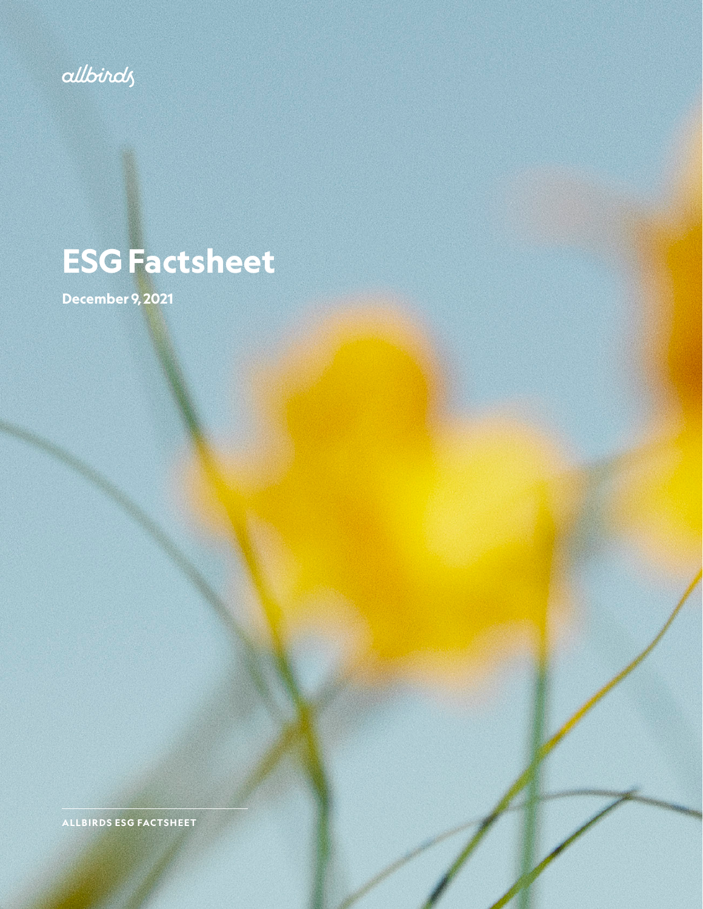allbirds

# ESG Factsheet

**December 9, 2021**

ALLBIRDS ESG FACTSHEET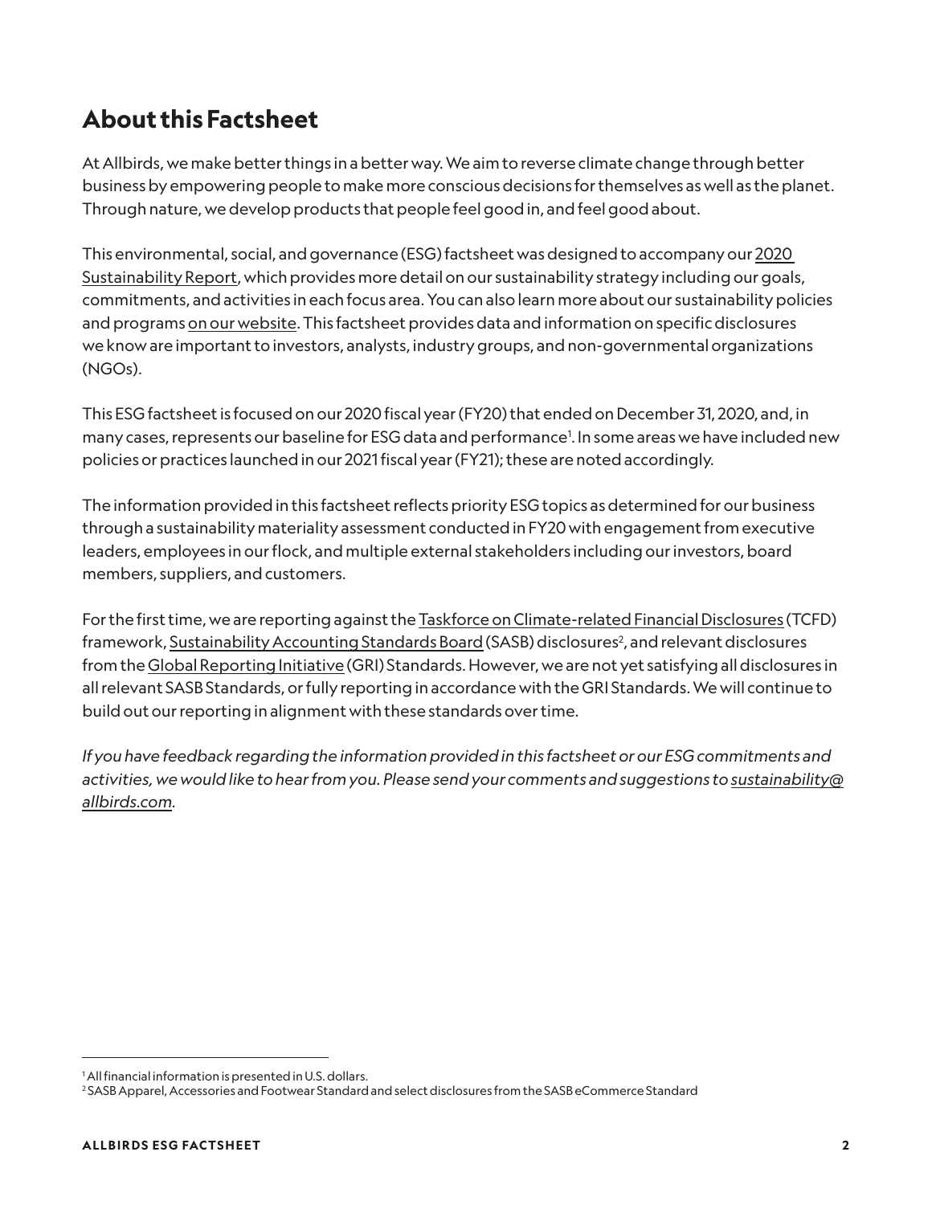# About this Factsheet

At Allbirds, we make better things in a better way. We aim to reverse climate change through better business by empowering people to make more conscious decisions for themselves as well as the planet. Through nature, we develop products that people feel good in, and feel good about.

This environmental, social, and governance (ESG) factsheet was designed to accompany our 2020 Sustainability Report, which provides more detail on our sustainability strategy including our goals, commitments, and activities in each focus area. You can also learn more about our sustainability policies and programs on our website. This factsheet provides data and information on specific disclosures we know are important to investors, analysts, industry groups, and non-governmental organizations (NGOs).

This ESG factsheet is focused on our 2020 fiscal year (FY20) that ended on December 31, 2020, and, in many cases, represents our baseline for ESG data and performance[1]. In some areas we have included new policies or practices launched in our 2021 fiscal year (FY21); these are noted accordingly.

The information provided in this factsheet reflects priority ESG topics as determined for our business through a sustainability materiality assessment conducted in FY20 with engagement from executive leaders, employees in our flock, and multiple external stakeholders including our investors, board members, suppliers, and customers.

For the first time, we are reporting against the Taskforce on Climate-related Financial Disclosures (TCFD) framework, Sustainability Accounting Standards Board (SASB) disclosures[2], and relevant disclosures from the Global Reporting Initiative (GRI) Standards. However, we are not yet satisfying all disclosures in all relevant SASB Standards, or fully reporting in accordance with the GRI Standards. We will continue to build out our reporting in alignment with these standards over time.

*If you have feedback regarding the information provided in this factsheet or our ESG commitments and activities, we would like to hear from you. Please send your comments and suggestions to sustainability@allbirds.com.*

---

[1] All financial information is presented in U.S. dollars.

[2] SASB Apparel, Accessories and Footwear Standard and select disclosures from the SASB eCommerce Standard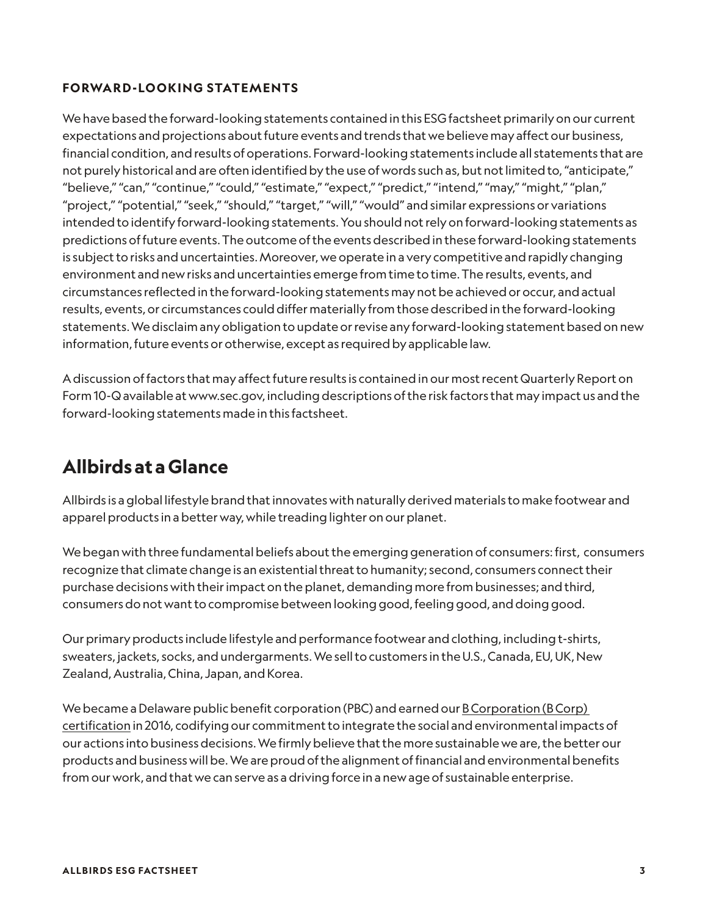### FORWARD-LOOKING STATEMENTS

We have based the forward-looking statements contained in this ESG factsheet primarily on our current expectations and projections about future events and trends that we believe may affect our business, financial condition, and results of operations. Forward-looking statements include all statements that are not purely historical and are often identified by the use of words such as, but not limited to, "anticipate," "believe," "can," "continue," "could," "estimate," "expect," "predict," "intend," "may," "might," "plan," "project," "potential," "seek," "should," "target," "will," "would" and similar expressions or variations intended to identify forward-looking statements. You should not rely on forward-looking statements as predictions of future events. The outcome of the events described in these forward-looking statements is subject to risks and uncertainties. Moreover, we operate in a very competitive and rapidly changing environment and new risks and uncertainties emerge from time to time. The results, events, and circumstances reflected in the forward-looking statements may not be achieved or occur, and actual results, events, or circumstances could differ materially from those described in the forward-looking statements. We disclaim any obligation to update or revise any forward-looking statement based on new information, future events or otherwise, except as required by applicable law.

A discussion of factors that may affect future results is contained in our most recent Quarterly Report on Form 10-Q available at www.sec.gov, including descriptions of the risk factors that may impact us and the forward-looking statements made in this factsheet.

## Allbirds at a Glance

Allbirds is a global lifestyle brand that innovates with naturally derived materials to make footwear and apparel products in a better way, while treading lighter on our planet.

We began with three fundamental beliefs about the emerging generation of consumers: first, consumers recognize that climate change is an existential threat to humanity; second, consumers connect their purchase decisions with their impact on the planet, demanding more from businesses; and third, consumers do not want to compromise between looking good, feeling good, and doing good.

Our primary products include lifestyle and performance footwear and clothing, including t-shirts, sweaters, jackets, socks, and undergarments. We sell to customers in the U.S., Canada, EU, UK, New Zealand, Australia, China, Japan, and Korea.

We became a Delaware public benefit corporation (PBC) and earned our B Corporation (B Corp) certification in 2016, codifying our commitment to integrate the social and environmental impacts of our actions into business decisions. We firmly believe that the more sustainable we are, the better our products and business will be. We are proud of the alignment of financial and environmental benefits from our work, and that we can serve as a driving force in a new age of sustainable enterprise.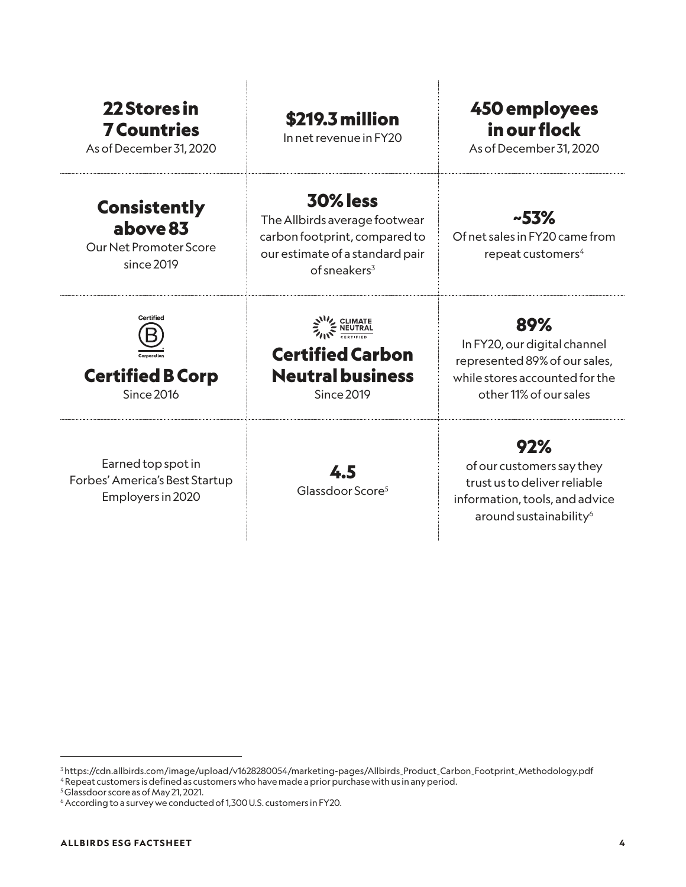**22 Stores in 7 Countries**
As of December 31, 2020

**$219.3 million**
In net revenue in FY20

**450 employees in our flock**
As of December 31, 2020

**Consistently above 83**
Our Net Promoter Score since 2019

**30% less**
The Allbirds average footwear carbon footprint, compared to our estimate of a standard pair of sneakers[3]

**~53%**
Of net sales in FY20 came from repeat customers[4]

Certified B Corporation

**Certified B Corp**
Since 2016

CLIMATE NEUTRAL CERTIFIED

**Certified Carbon Neutral business**
Since 2019

**89%**
In FY20, our digital channel represented 89% of our sales, while stores accounted for the other 11% of our sales

Earned top spot in Forbes' America's Best Startup Employers in 2020

**4.5**
Glassdoor Score[5]

**92%**
of our customers say they trust us to deliver reliable information, tools, and advice around sustainability[6]

---

[3] https://cdn.allbirds.com/image/upload/v1628280054/marketing-pages/Allbirds_Product_Carbon_Footprint_Methodology.pdf
[4] Repeat customers is defined as customers who have made a prior purchase with us in any period.
[5] Glassdoor score as of May 21, 2021.
[6] According to a survey we conducted of 1,300 U.S. customers in FY20.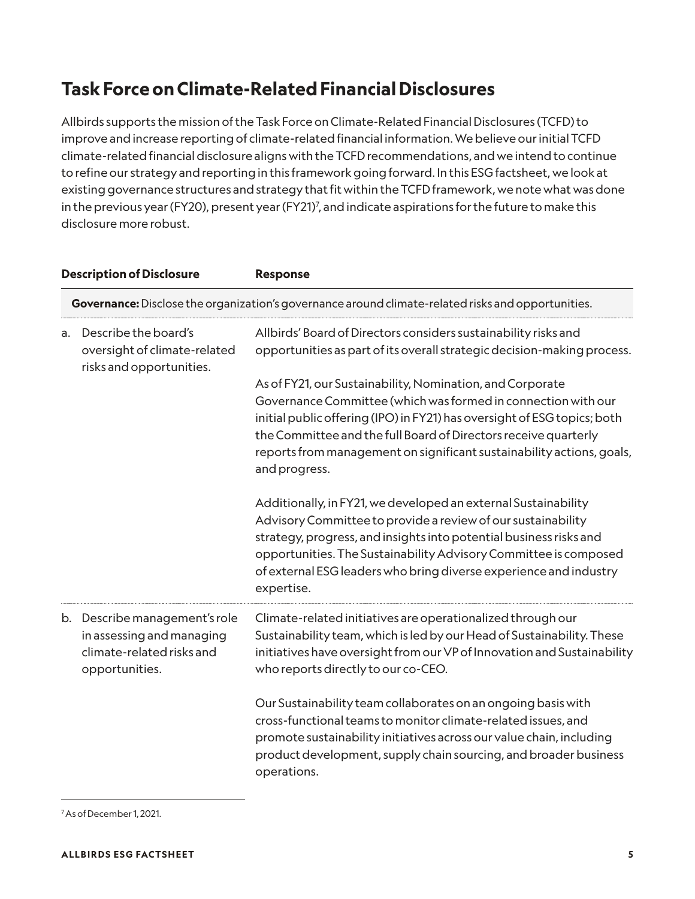## Task Force on Climate-Related Financial Disclosures

Allbirds supports the mission of the Task Force on Climate-Related Financial Disclosures (TCFD) to improve and increase reporting of climate-related financial information. We believe our initial TCFD climate-related financial disclosure aligns with the TCFD recommendations, and we intend to continue to refine our strategy and reporting in this framework going forward. In this ESG factsheet, we look at existing governance structures and strategy that fit within the TCFD framework, we note what was done in the previous year (FY20), present year (FY21)[7], and indicate aspirations for the future to make this disclosure more robust.

| Description of Disclosure | Response |
|---|---|
| **Governance:** Disclose the organization's governance around climate-related risks and opportunities. | |
| a. Describe the board's oversight of climate-related risks and opportunities. | Allbirds' Board of Directors considers sustainability risks and opportunities as part of its overall strategic decision-making process.<br><br>As of FY21, our Sustainability, Nomination, and Corporate Governance Committee (which was formed in connection with our initial public offering (IPO) in FY21) has oversight of ESG topics; both the Committee and the full Board of Directors receive quarterly reports from management on significant sustainability actions, goals, and progress.<br><br>Additionally, in FY21, we developed an external Sustainability Advisory Committee to provide a review of our sustainability strategy, progress, and insights into potential business risks and opportunities. The Sustainability Advisory Committee is composed of external ESG leaders who bring diverse experience and industry expertise. |
| b. Describe management's role in assessing and managing climate-related risks and opportunities. | Climate-related initiatives are operationalized through our Sustainability team, which is led by our Head of Sustainability. These initiatives have oversight from our VP of Innovation and Sustainability who reports directly to our co-CEO.<br><br>Our Sustainability team collaborates on an ongoing basis with cross-functional teams to monitor climate-related issues, and promote sustainability initiatives across our value chain, including product development, supply chain sourcing, and broader business operations. |

[7] As of December 1, 2021.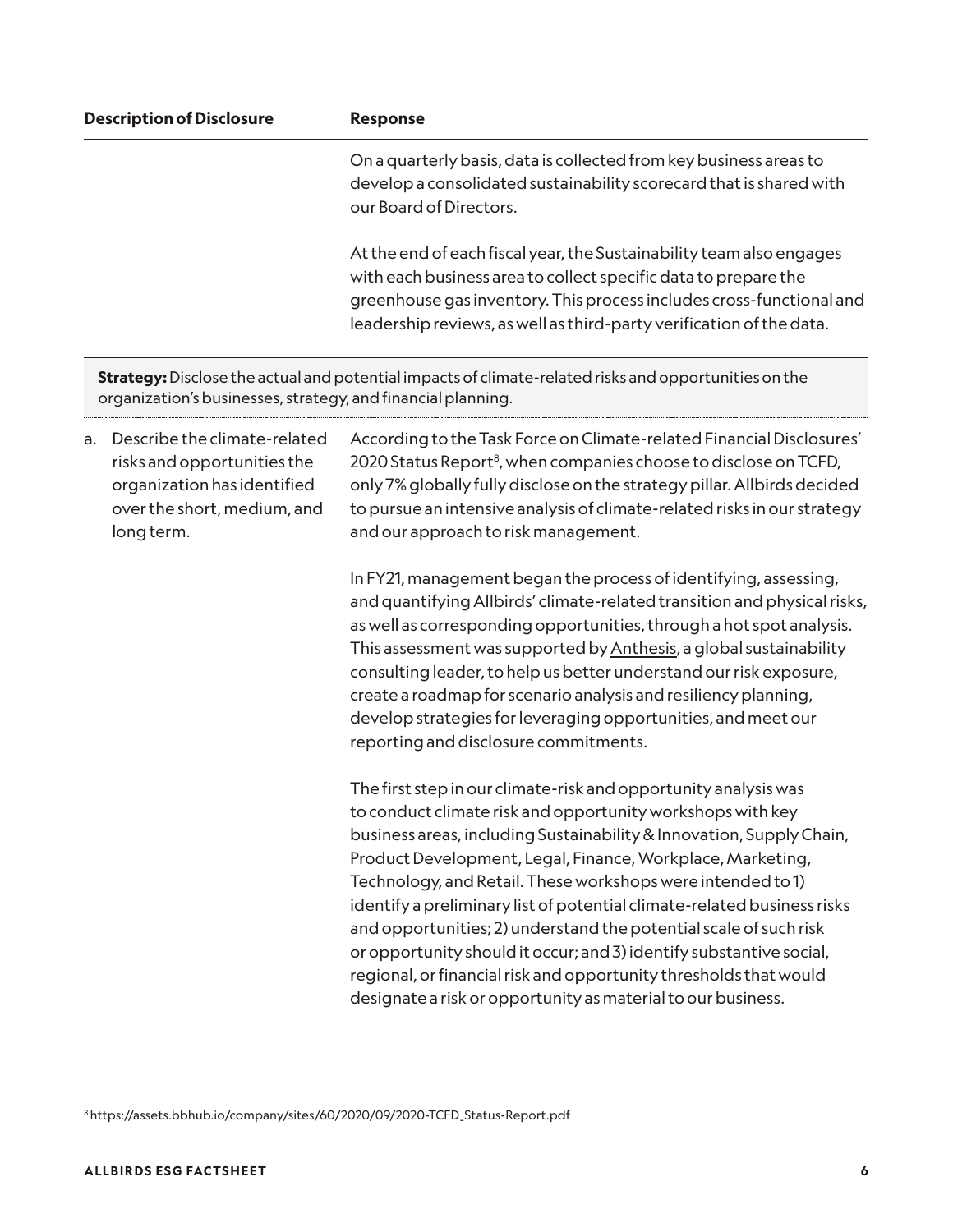| Description of Disclosure | Response |
|---|---|
| | On a quarterly basis, data is collected from key business areas to develop a consolidated sustainability scorecard that is shared with our Board of Directors.<br><br>At the end of each fiscal year, the Sustainability team also engages with each business area to collect specific data to prepare the greenhouse gas inventory. This process includes cross-functional and leadership reviews, as well as third-party verification of the data. |
| **Strategy:** Disclose the actual and potential impacts of climate-related risks and opportunities on the organization's businesses, strategy, and financial planning. | |
| a. Describe the climate-related risks and opportunities the organization has identified over the short, medium, and long term. | According to the Task Force on Climate-related Financial Disclosures' 2020 Status Report[8], when companies choose to disclose on TCFD, only 7% globally fully disclose on the strategy pillar. Allbirds decided to pursue an intensive analysis of climate-related risks in our strategy and our approach to risk management.<br><br>In FY21, management began the process of identifying, assessing, and quantifying Allbirds' climate-related transition and physical risks, as well as corresponding opportunities, through a hot spot analysis. This assessment was supported by Anthesis, a global sustainability consulting leader, to help us better understand our risk exposure, create a roadmap for scenario analysis and resiliency planning, develop strategies for leveraging opportunities, and meet our reporting and disclosure commitments.<br><br>The first step in our climate-risk and opportunity analysis was to conduct climate risk and opportunity workshops with key business areas, including Sustainability & Innovation, Supply Chain, Product Development, Legal, Finance, Workplace, Marketing, Technology, and Retail. These workshops were intended to 1) identify a preliminary list of potential climate-related business risks and opportunities; 2) understand the potential scale of such risk or opportunity should it occur; and 3) identify substantive social, regional, or financial risk and opportunity thresholds that would designate a risk or opportunity as material to our business. |

[8] https://assets.bbhub.io/company/sites/60/2020/09/2020-TCFD_Status-Report.pdf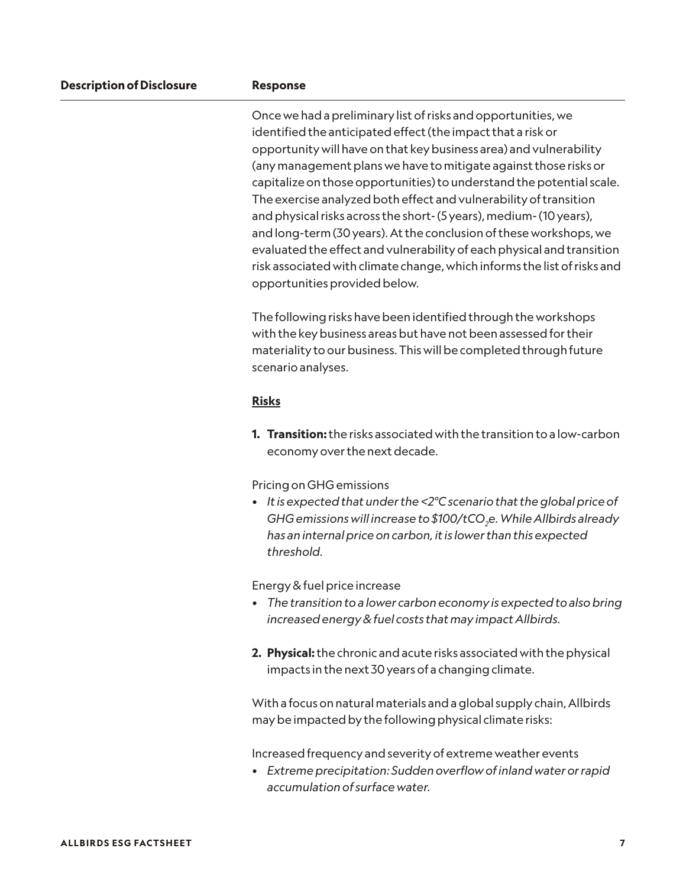| Description of Disclosure | Response |
|---|---|
| | Once we had a preliminary list of risks and opportunities, we identified the anticipated effect (the impact that a risk or opportunity will have on that key business area) and vulnerability (any management plans we have to mitigate against those risks or capitalize on those opportunities) to understand the potential scale. The exercise analyzed both effect and vulnerability of transition and physical risks across the short- (5 years), medium- (10 years), and long-term (30 years). At the conclusion of these workshops, we evaluated the effect and vulnerability of each physical and transition risk associated with climate change, which informs the list of risks and opportunities provided below. |

The following risks have been identified through the workshops with the key business areas but have not been assessed for their materiality to our business. This will be completed through future scenario analyses.

**Risks**

1. **Transition:** the risks associated with the transition to a low-carbon economy over the next decade.

Pricing on GHG emissions

- *It is expected that under the <2°C scenario that the global price of GHG emissions will increase to $100/tCO$_2$e. While Allbirds already has an internal price on carbon, it is lower than this expected threshold.*

Energy & fuel price increase

- *The transition to a lower carbon economy is expected to also bring increased energy & fuel costs that may impact Allbirds.*

2. **Physical:** the chronic and acute risks associated with the physical impacts in the next 30 years of a changing climate.

With a focus on natural materials and a global supply chain, Allbirds may be impacted by the following physical climate risks:

Increased frequency and severity of extreme weather events

- *Extreme precipitation: Sudden overflow of inland water or rapid accumulation of surface water.*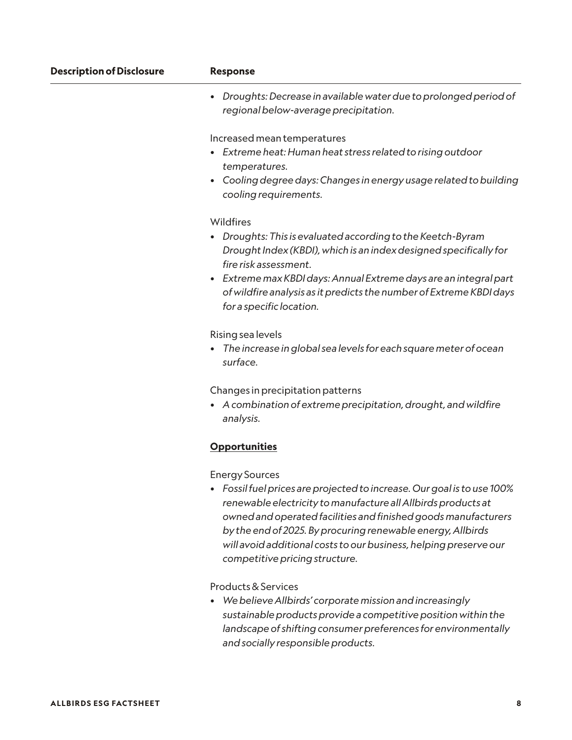| Description of Disclosure | Response |
| --- | --- |
| | • *Droughts: Decrease in available water due to prolonged period of regional below-average precipitation.*<br><br>Increased mean temperatures<br>• *Extreme heat: Human heat stress related to rising outdoor temperatures.*<br>• *Cooling degree days: Changes in energy usage related to building cooling requirements.*<br><br>Wildfires<br>• *Droughts: This is evaluated according to the Keetch-Byram Drought Index (KBDI), which is an index designed specifically for fire risk assessment.*<br>• *Extreme max KBDI days: Annual Extreme days are an integral part of wildfire analysis as it predicts the number of Extreme KBDI days for a specific location.*<br><br>Rising sea levels<br>• *The increase in global sea levels for each square meter of ocean surface.*<br><br>Changes in precipitation patterns<br>• *A combination of extreme precipitation, drought, and wildfire analysis.*<br><br>**Opportunities**<br><br>Energy Sources<br>• *Fossil fuel prices are projected to increase. Our goal is to use 100% renewable electricity to manufacture all Allbirds products at owned and operated facilities and finished goods manufacturers by the end of 2025. By procuring renewable energy, Allbirds will avoid additional costs to our business, helping preserve our competitive pricing structure.*<br><br>Products & Services<br>• *We believe Allbirds' corporate mission and increasingly sustainable products provide a competitive position within the landscape of shifting consumer preferences for environmentally and socially responsible products.* |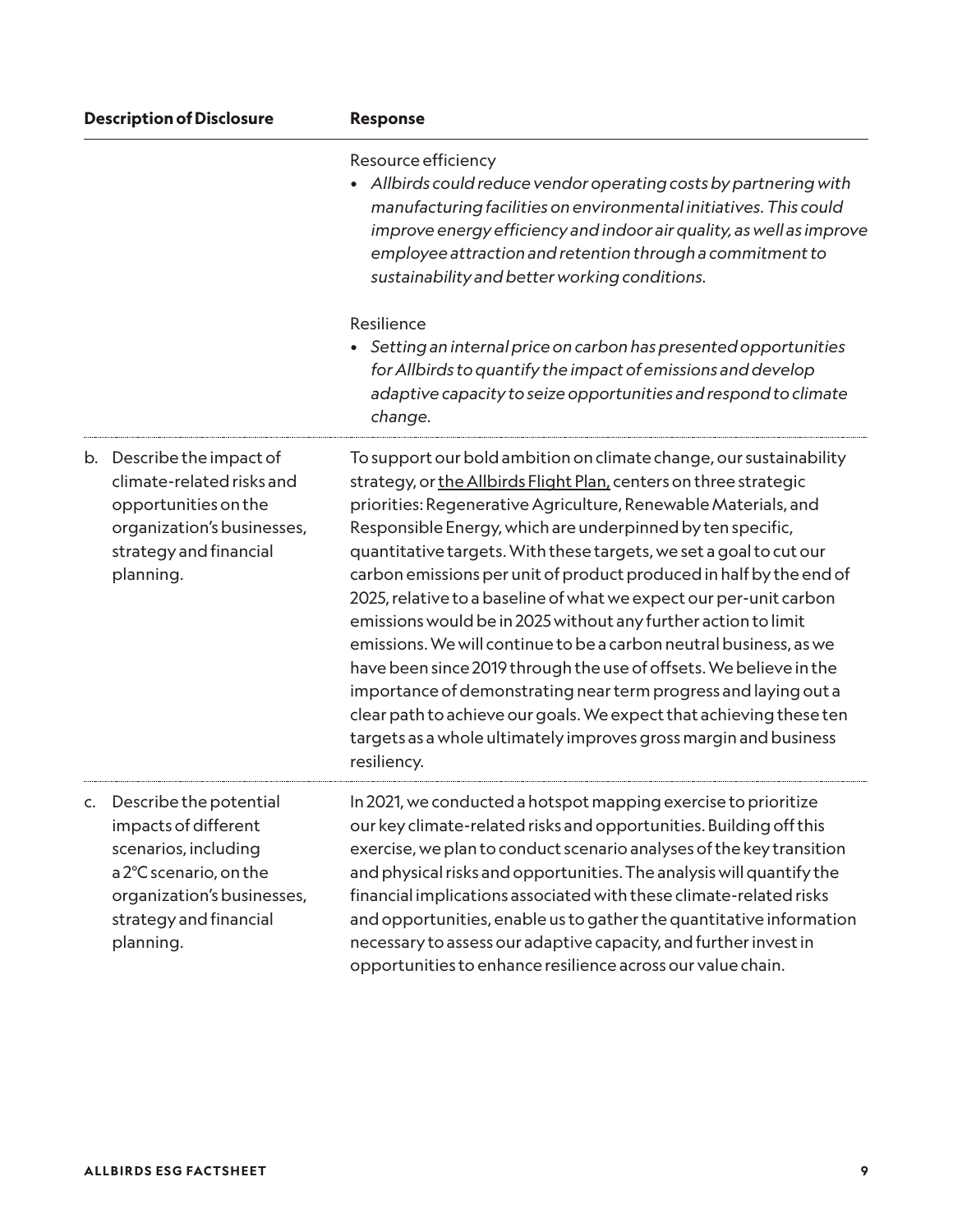| Description of Disclosure | Response |
|---|---|
| | Resource efficiency<br>• *Allbirds could reduce vendor operating costs by partnering with manufacturing facilities on environmental initiatives. This could improve energy efficiency and indoor air quality, as well as improve employee attraction and retention through a commitment to sustainability and better working conditions.*<br><br>Resilience<br>• *Setting an internal price on carbon has presented opportunities for Allbirds to quantify the impact of emissions and develop adaptive capacity to seize opportunities and respond to climate change.* |
| b. Describe the impact of climate-related risks and opportunities on the organization's businesses, strategy and financial planning. | To support our bold ambition on climate change, our sustainability strategy, or the Allbirds Flight Plan, centers on three strategic priorities: Regenerative Agriculture, Renewable Materials, and Responsible Energy, which are underpinned by ten specific, quantitative targets. With these targets, we set a goal to cut our carbon emissions per unit of product produced in half by the end of 2025, relative to a baseline of what we expect our per-unit carbon emissions would be in 2025 without any further action to limit emissions. We will continue to be a carbon neutral business, as we have been since 2019 through the use of offsets. We believe in the importance of demonstrating near term progress and laying out a clear path to achieve our goals. We expect that achieving these ten targets as a whole ultimately improves gross margin and business resiliency. |
| c. Describe the potential impacts of different scenarios, including a 2°C scenario, on the organization's businesses, strategy and financial planning. | In 2021, we conducted a hotspot mapping exercise to prioritize our key climate-related risks and opportunities. Building off this exercise, we plan to conduct scenario analyses of the key transition and physical risks and opportunities. The analysis will quantify the financial implications associated with these climate-related risks and opportunities, enable us to gather the quantitative information necessary to assess our adaptive capacity, and further invest in opportunities to enhance resilience across our value chain. |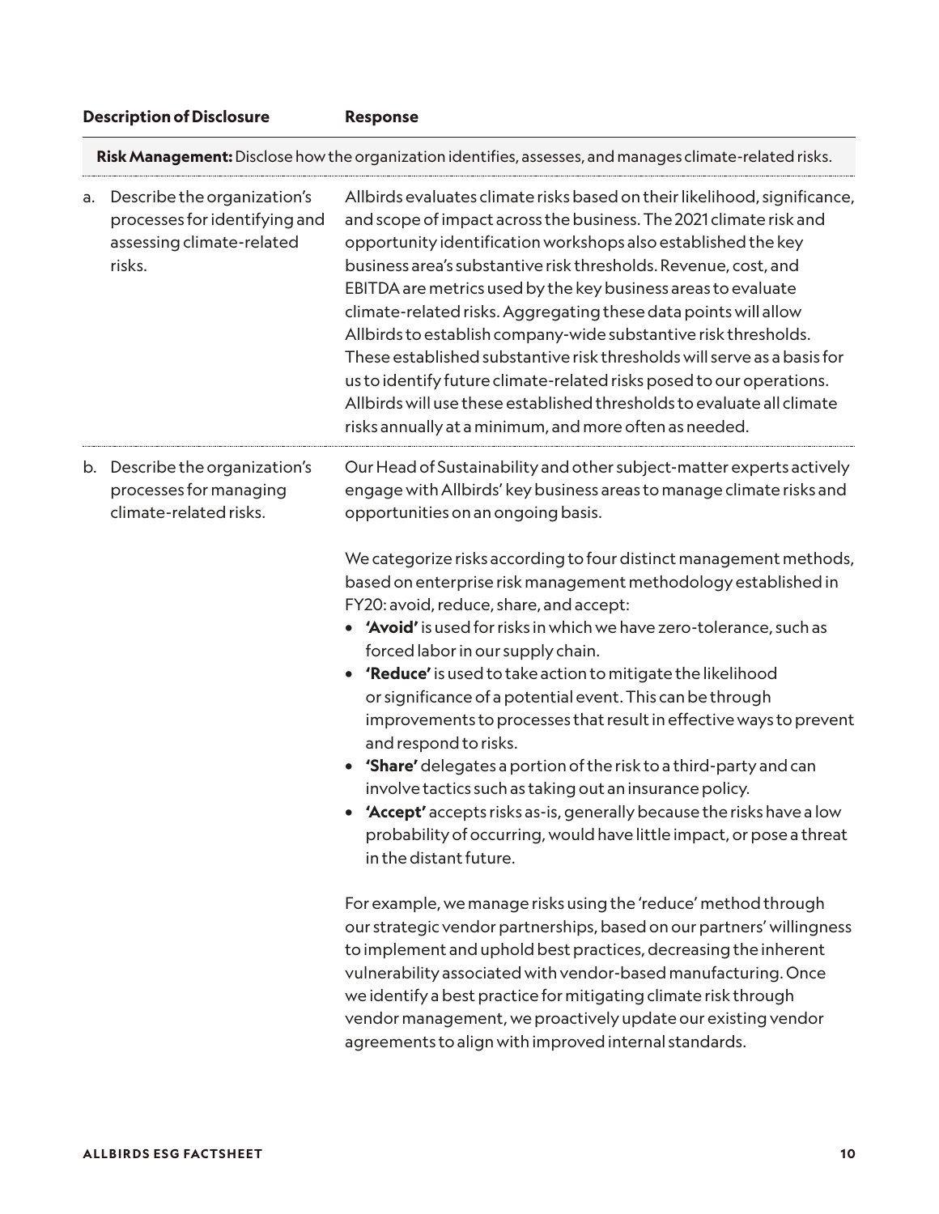| Description of Disclosure | Response |
|---|---|
| **Risk Management:** Disclose how the organization identifies, assesses, and manages climate-related risks. | |
| a. Describe the organization's processes for identifying and assessing climate-related risks. | Allbirds evaluates climate risks based on their likelihood, significance, and scope of impact across the business. The 2021 climate risk and opportunity identification workshops also established the key business area's substantive risk thresholds. Revenue, cost, and EBITDA are metrics used by the key business areas to evaluate climate-related risks. Aggregating these data points will allow Allbirds to establish company-wide substantive risk thresholds. These established substantive risk thresholds will serve as a basis for us to identify future climate-related risks posed to our operations. Allbirds will use these established thresholds to evaluate all climate risks annually at a minimum, and more often as needed. |
| b. Describe the organization's processes for managing climate-related risks. | Our Head of Sustainability and other subject-matter experts actively engage with Allbirds' key business areas to manage climate risks and opportunities on an ongoing basis.<br><br>We categorize risks according to four distinct management methods, based on enterprise risk management methodology established in FY20: avoid, reduce, share, and accept:<br>• **'Avoid'** is used for risks in which we have zero-tolerance, such as forced labor in our supply chain.<br>• **'Reduce'** is used to take action to mitigate the likelihood or significance of a potential event. This can be through improvements to processes that result in effective ways to prevent and respond to risks.<br>• **'Share'** delegates a portion of the risk to a third-party and can involve tactics such as taking out an insurance policy.<br>• **'Accept'** accepts risks as-is, generally because the risks have a low probability of occurring, would have little impact, or pose a threat in the distant future.<br><br>For example, we manage risks using the 'reduce' method through our strategic vendor partnerships, based on our partners' willingness to implement and uphold best practices, decreasing the inherent vulnerability associated with vendor-based manufacturing. Once we identify a best practice for mitigating climate risk through vendor management, we proactively update our existing vendor agreements to align with improved internal standards. |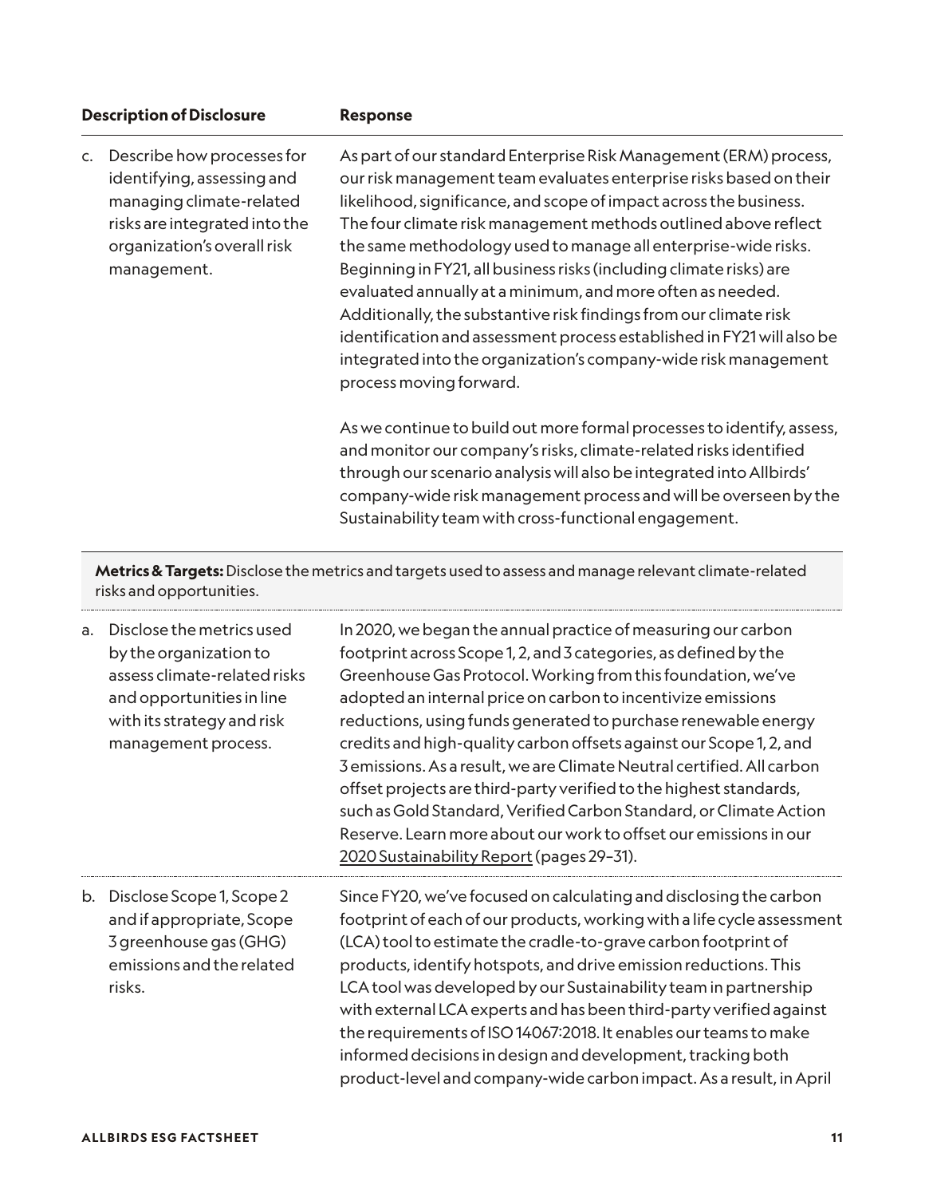| Description of Disclosure | Response |
|---|---|
| c. Describe how processes for identifying, assessing and managing climate-related risks are integrated into the organization's overall risk management. | As part of our standard Enterprise Risk Management (ERM) process, our risk management team evaluates enterprise risks based on their likelihood, significance, and scope of impact across the business. The four climate risk management methods outlined above reflect the same methodology used to manage all enterprise-wide risks. Beginning in FY21, all business risks (including climate risks) are evaluated annually at a minimum, and more often as needed. Additionally, the substantive risk findings from our climate risk identification and assessment process established in FY21 will also be integrated into the organization's company-wide risk management process moving forward.<br><br>As we continue to build out more formal processes to identify, assess, and monitor our company's risks, climate-related risks identified through our scenario analysis will also be integrated into Allbirds' company-wide risk management process and will be overseen by the Sustainability team with cross-functional engagement. |
| **Metrics & Targets:** Disclose the metrics and targets used to assess and manage relevant climate-related risks and opportunities. | |
| a. Disclose the metrics used by the organization to assess climate-related risks and opportunities in line with its strategy and risk management process. | In 2020, we began the annual practice of measuring our carbon footprint across Scope 1, 2, and 3 categories, as defined by the Greenhouse Gas Protocol. Working from this foundation, we've adopted an internal price on carbon to incentivize emissions reductions, using funds generated to purchase renewable energy credits and high-quality carbon offsets against our Scope 1, 2, and 3 emissions. As a result, we are Climate Neutral certified. All carbon offset projects are third-party verified to the highest standards, such as Gold Standard, Verified Carbon Standard, or Climate Action Reserve. Learn more about our work to offset our emissions in our 2020 Sustainability Report (pages 29–31). |
| b. Disclose Scope 1, Scope 2 and if appropriate, Scope 3 greenhouse gas (GHG) emissions and the related risks. | Since FY20, we've focused on calculating and disclosing the carbon footprint of each of our products, working with a life cycle assessment (LCA) tool to estimate the cradle-to-grave carbon footprint of products, identify hotspots, and drive emission reductions. This LCA tool was developed by our Sustainability team in partnership with external LCA experts and has been third-party verified against the requirements of ISO 14067:2018. It enables our teams to make informed decisions in design and development, tracking both product-level and company-wide carbon impact. As a result, in April |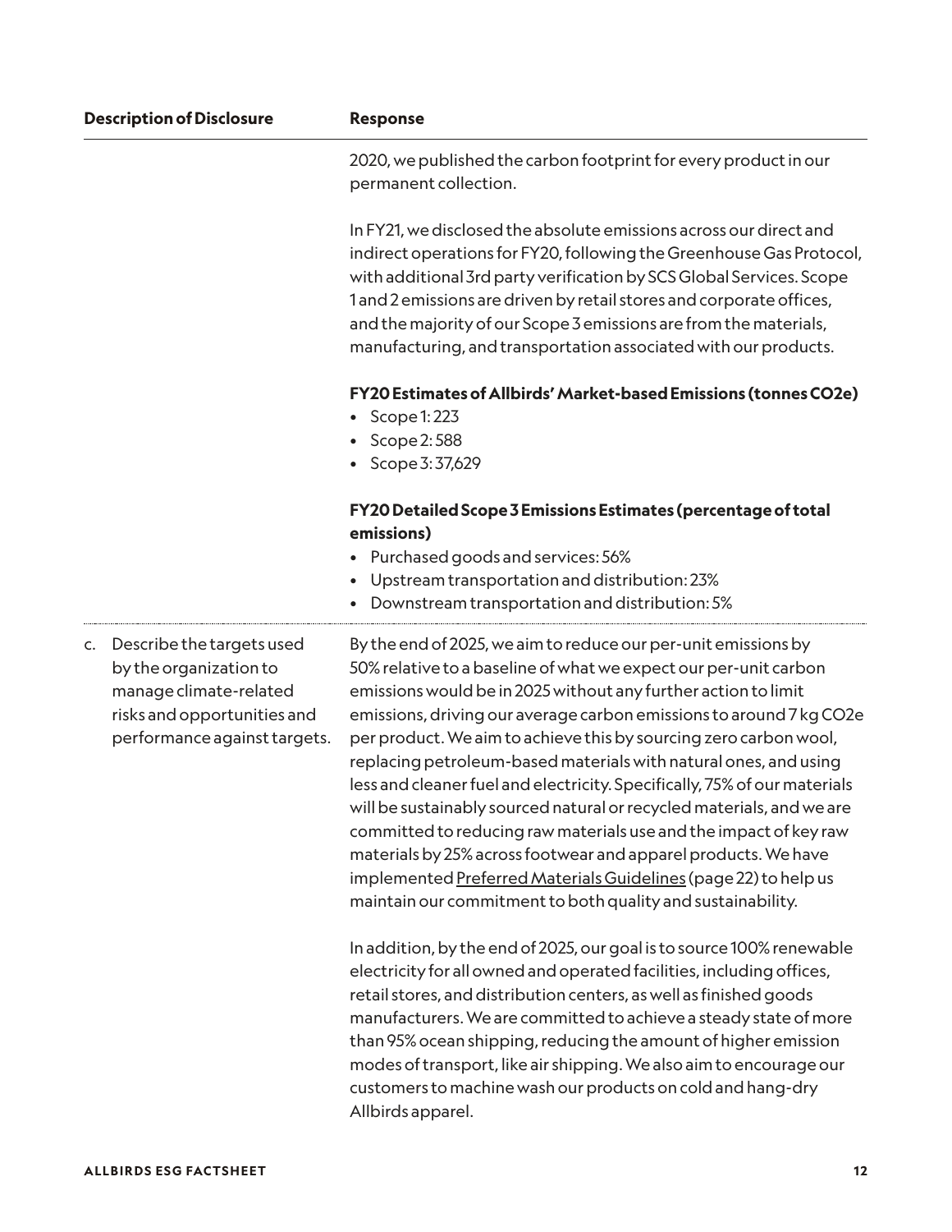| Description of Disclosure | Response |
|---|---|
| | 2020, we published the carbon footprint for every product in our permanent collection.<br><br>In FY21, we disclosed the absolute emissions across our direct and indirect operations for FY20, following the Greenhouse Gas Protocol, with additional 3rd party verification by SCS Global Services. Scope 1 and 2 emissions are driven by retail stores and corporate offices, and the majority of our Scope 3 emissions are from the materials, manufacturing, and transportation associated with our products.<br><br>**FY20 Estimates of Allbirds' Market-based Emissions (tonnes $CO_2e$)**<br>• Scope 1: 223<br>• Scope 2: 588<br>• Scope 3: 37,629<br><br>**FY20 Detailed Scope 3 Emissions Estimates (percentage of total emissions)**<br>• Purchased goods and services: 56%<br>• Upstream transportation and distribution: 23%<br>• Downstream transportation and distribution: 5% |
| c. Describe the targets used by the organization to manage climate-related risks and opportunities and performance against targets. | By the end of 2025, we aim to reduce our per-unit emissions by 50% relative to a baseline of what we expect our per-unit carbon emissions would be in 2025 without any further action to limit emissions, driving our average carbon emissions to around 7 kg $CO_2e$ per product. We aim to achieve this by sourcing zero carbon wool, replacing petroleum-based materials with natural ones, and using less and cleaner fuel and electricity. Specifically, 75% of our materials will be sustainably sourced natural or recycled materials, and we are committed to reducing raw materials use and the impact of key raw materials by 25% across footwear and apparel products. We have implemented Preferred Materials Guidelines (page 22) to help us maintain our commitment to both quality and sustainability.<br><br>In addition, by the end of 2025, our goal is to source 100% renewable electricity for all owned and operated facilities, including offices, retail stores, and distribution centers, as well as finished goods manufacturers. We are committed to achieve a steady state of more than 95% ocean shipping, reducing the amount of higher emission modes of transport, like air shipping. We also aim to encourage our customers to machine wash our products on cold and hang-dry Allbirds apparel. |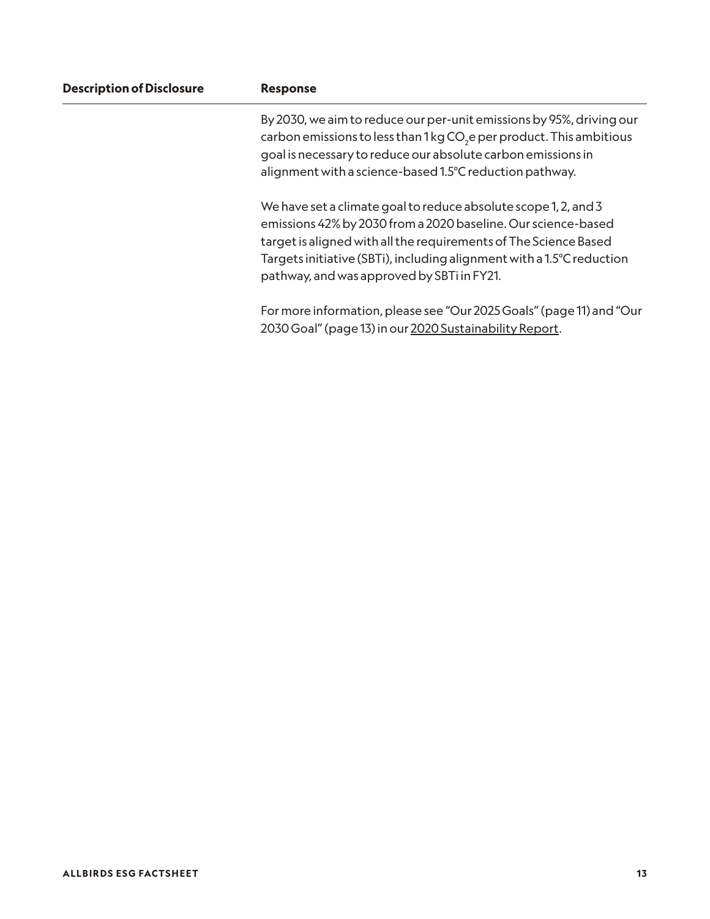| Description of Disclosure | Response |
| --- | --- |
| | By 2030, we aim to reduce our per-unit emissions by 95%, driving our carbon emissions to less than 1 kg $CO_2e$ per product. This ambitious goal is necessary to reduce our absolute carbon emissions in alignment with a science-based 1.5°C reduction pathway.<br><br>We have set a climate goal to reduce absolute scope 1, 2, and 3 emissions 42% by 2030 from a 2020 baseline. Our science-based target is aligned with all the requirements of The Science Based Targets initiative (SBTi), including alignment with a 1.5°C reduction pathway, and was approved by SBTi in FY21.<br><br>For more information, please see "Our 2025 Goals" (page 11) and "Our 2030 Goal" (page 13) in our 2020 Sustainability Report. |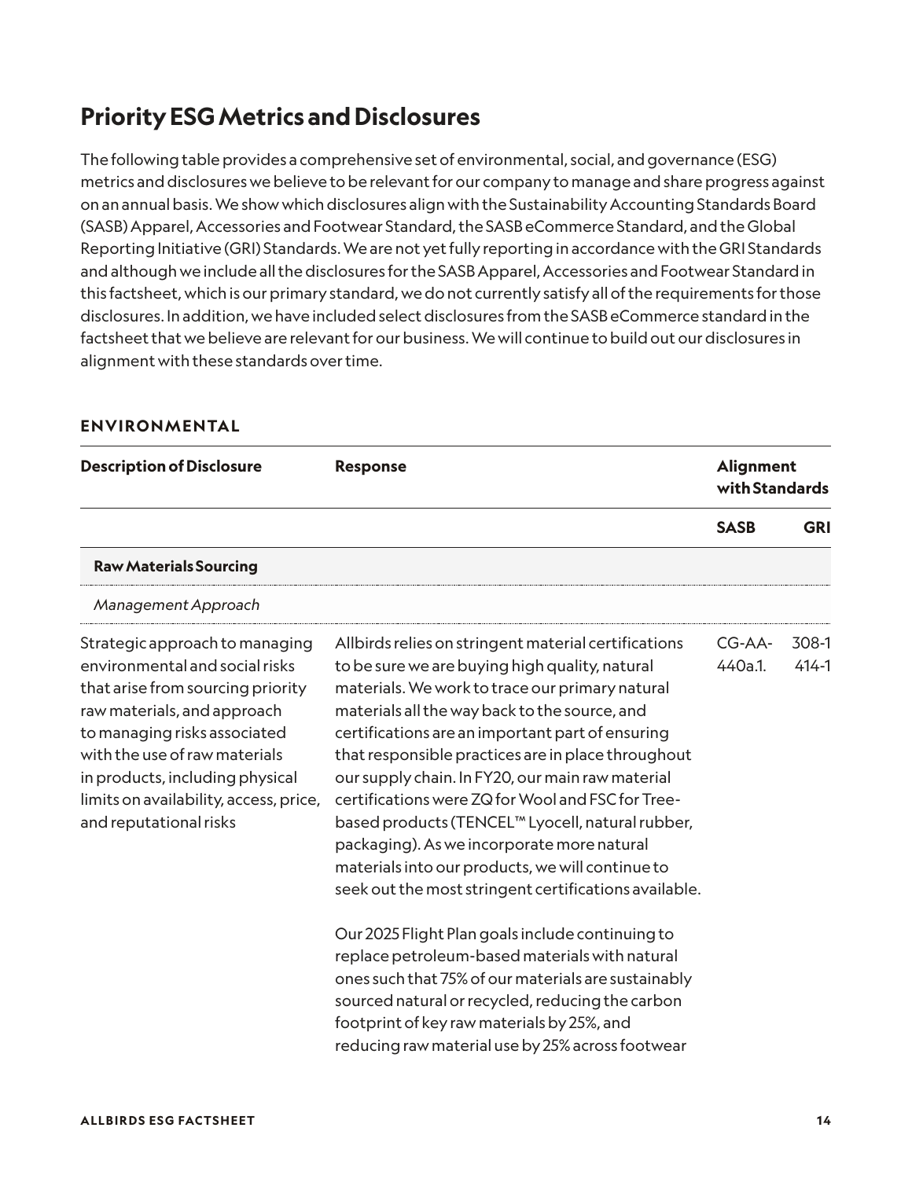## Priority ESG Metrics and Disclosures

The following table provides a comprehensive set of environmental, social, and governance (ESG) metrics and disclosures we believe to be relevant for our company to manage and share progress against on an annual basis. We show which disclosures align with the Sustainability Accounting Standards Board (SASB) Apparel, Accessories and Footwear Standard, the SASB eCommerce Standard, and the Global Reporting Initiative (GRI) Standards. We are not yet fully reporting in accordance with the GRI Standards and although we include all the disclosures for the SASB Apparel, Accessories and Footwear Standard in this factsheet, which is our primary standard, we do not currently satisfy all of the requirements for those disclosures. In addition, we have included select disclosures from the SASB eCommerce standard in the factsheet that we believe are relevant for our business. We will continue to build out our disclosures in alignment with these standards over time.

### ENVIRONMENTAL

| Description of Disclosure | Response | Alignment with Standards | |
|---|---|---|---|
| | | **SASB** | **GRI** |
| **Raw Materials Sourcing** | | | |
| *Management Approach* | | | |
| Strategic approach to managing environmental and social risks that arise from sourcing priority raw materials, and approach to managing risks associated with the use of raw materials in products, including physical limits on availability, access, price, and reputational risks | Allbirds relies on stringent material certifications to be sure we are buying high quality, natural materials. We work to trace our primary natural materials all the way back to the source, and certifications are an important part of ensuring that responsible practices are in place throughout our supply chain. In FY20, our main raw material certifications were ZQ for Wool and FSC for Tree-based products (TENCEL™ Lyocell, natural rubber, packaging). As we incorporate more natural materials into our products, we will continue to seek out the most stringent certifications available.<br><br>Our 2025 Flight Plan goals include continuing to replace petroleum-based materials with natural ones such that 75% of our materials are sustainably sourced natural or recycled, reducing the carbon footprint of key raw materials by 25%, and reducing raw material use by 25% across footwear | CG-AA-440a.1. | 308-1<br>414-1 |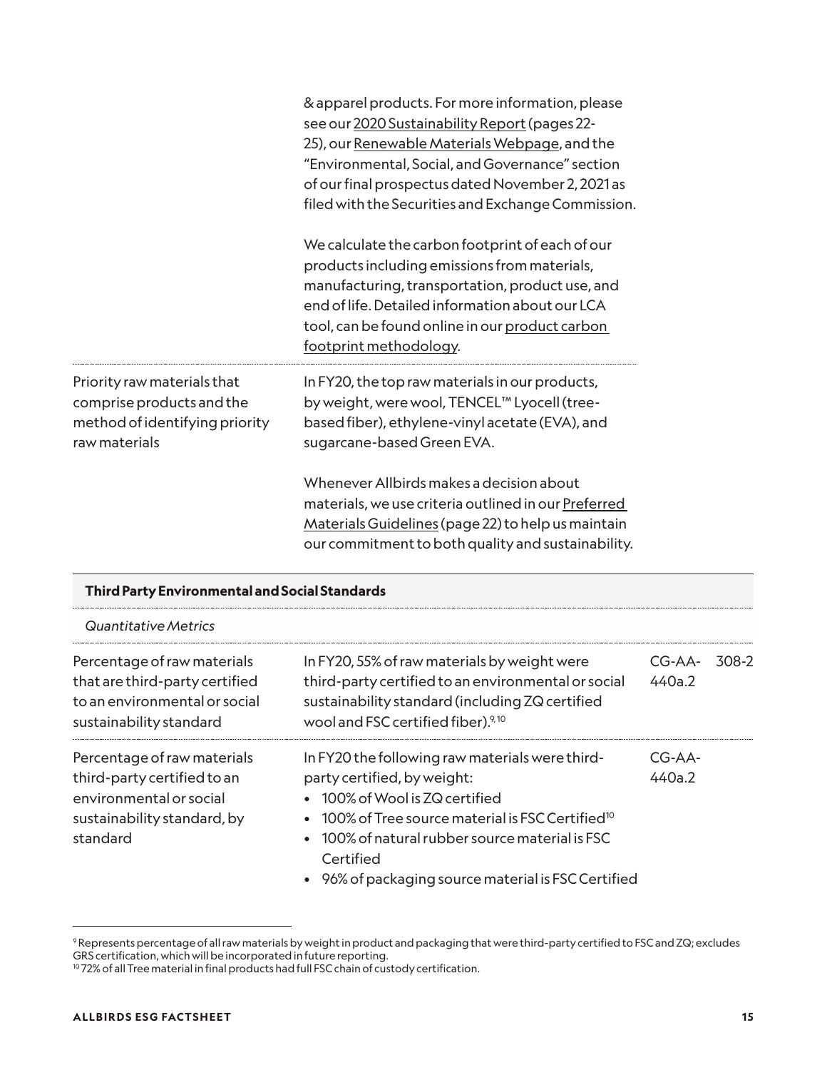| | | | |
|---|---|---|---|
| | & apparel products. For more information, please see our 2020 Sustainability Report (pages 22-25), our Renewable Materials Webpage, and the "Environmental, Social, and Governance" section of our final prospectus dated November 2, 2021 as filed with the Securities and Exchange Commission.<br><br>We calculate the carbon footprint of each of our products including emissions from materials, manufacturing, transportation, product use, and end of life. Detailed information about our LCA tool, can be found online in our product carbon footprint methodology. | | |
| Priority raw materials that comprise products and the method of identifying priority raw materials | In FY20, the top raw materials in our products, by weight, were wool, TENCEL™ Lyocell (tree-based fiber), ethylene-vinyl acetate (EVA), and sugarcane-based Green EVA.<br><br>Whenever Allbirds makes a decision about materials, we use criteria outlined in our Preferred Materials Guidelines (page 22) to help us maintain our commitment to both quality and sustainability. | | |

**Third Party Environmental and Social Standards**

*Quantitative Metrics*

| | | | |
|---|---|---|---|
| Percentage of raw materials that are third-party certified to an environmental or social sustainability standard | In FY20, 55% of raw materials by weight were third-party certified to an environmental or social sustainability standard (including ZQ certified wool and FSC certified fiber).[9, 10] | CG-AA-440a.2 | 308-2 |
| Percentage of raw materials third-party certified to an environmental or social sustainability standard, by standard | In FY20 the following raw materials were third-party certified, by weight:<br>• 100% of Wool is ZQ certified<br>• 100% of Tree source material is FSC Certified[10]<br>• 100% of natural rubber source material is FSC Certified<br>• 96% of packaging source material is FSC Certified | CG-AA-440a.2 | |

[9] Represents percentage of all raw materials by weight in product and packaging that were third-party certified to FSC and ZQ; excludes GRS certification, which will be incorporated in future reporting.
[10] 72% of all Tree material in final products had full FSC chain of custody certification.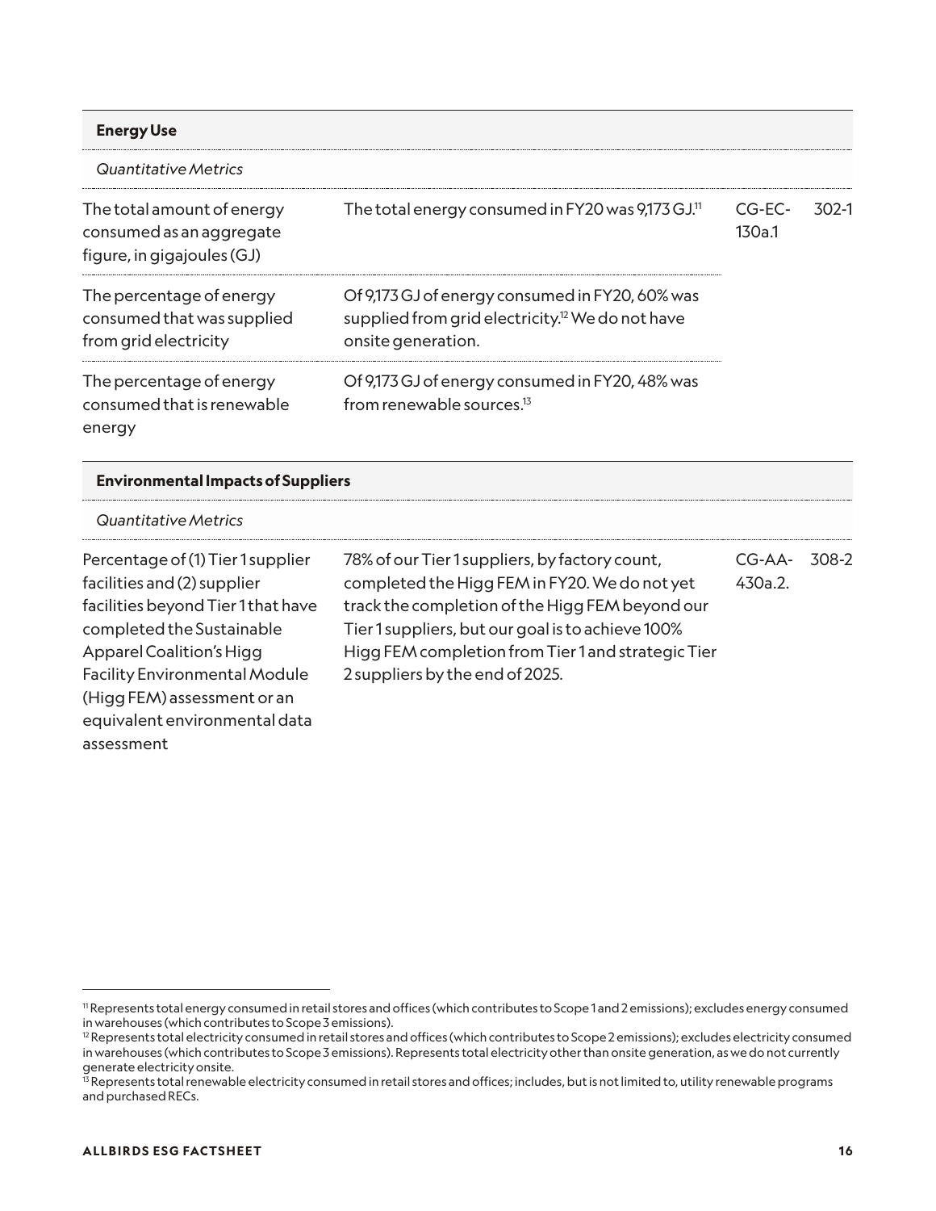| **Energy Use** | | | |
|---|---|---|---|
| *Quantitative Metrics* | | | |
| The total amount of energy consumed as an aggregate figure, in gigajoules (GJ) | The total energy consumed in FY20 was 9,173 GJ.[11] | CG-EC-130a.1 | 302-1 |
| The percentage of energy consumed that was supplied from grid electricity | Of 9,173 GJ of energy consumed in FY20, 60% was supplied from grid electricity.[12] We do not have onsite generation. | | |
| The percentage of energy consumed that is renewable energy | Of 9,173 GJ of energy consumed in FY20, 48% was from renewable sources.[13] | | |

| **Environmental Impacts of Suppliers** | | | |
|---|---|---|---|
| *Quantitative Metrics* | | | |
| Percentage of (1) Tier 1 supplier facilities and (2) supplier facilities beyond Tier 1 that have completed the Sustainable Apparel Coalition's Higg Facility Environmental Module (Higg FEM) assessment or an equivalent environmental data assessment | 78% of our Tier 1 suppliers, by factory count, completed the Higg FEM in FY20. We do not yet track the completion of the Higg FEM beyond our Tier 1 suppliers, but our goal is to achieve 100% Higg FEM completion from Tier 1 and strategic Tier 2 suppliers by the end of 2025. | CG-AA-430a.2. | 308-2 |

[11] Represents total energy consumed in retail stores and offices (which contributes to Scope 1 and 2 emissions); excludes energy consumed in warehouses (which contributes to Scope 3 emissions).

[12] Represents total electricity consumed in retail stores and offices (which contributes to Scope 2 emissions); excludes electricity consumed in warehouses (which contributes to Scope 3 emissions). Represents total electricity other than onsite generation, as we do not currently generate electricity onsite.

[13] Represents total renewable electricity consumed in retail stores and offices; includes, but is not limited to, utility renewable programs and purchased RECs.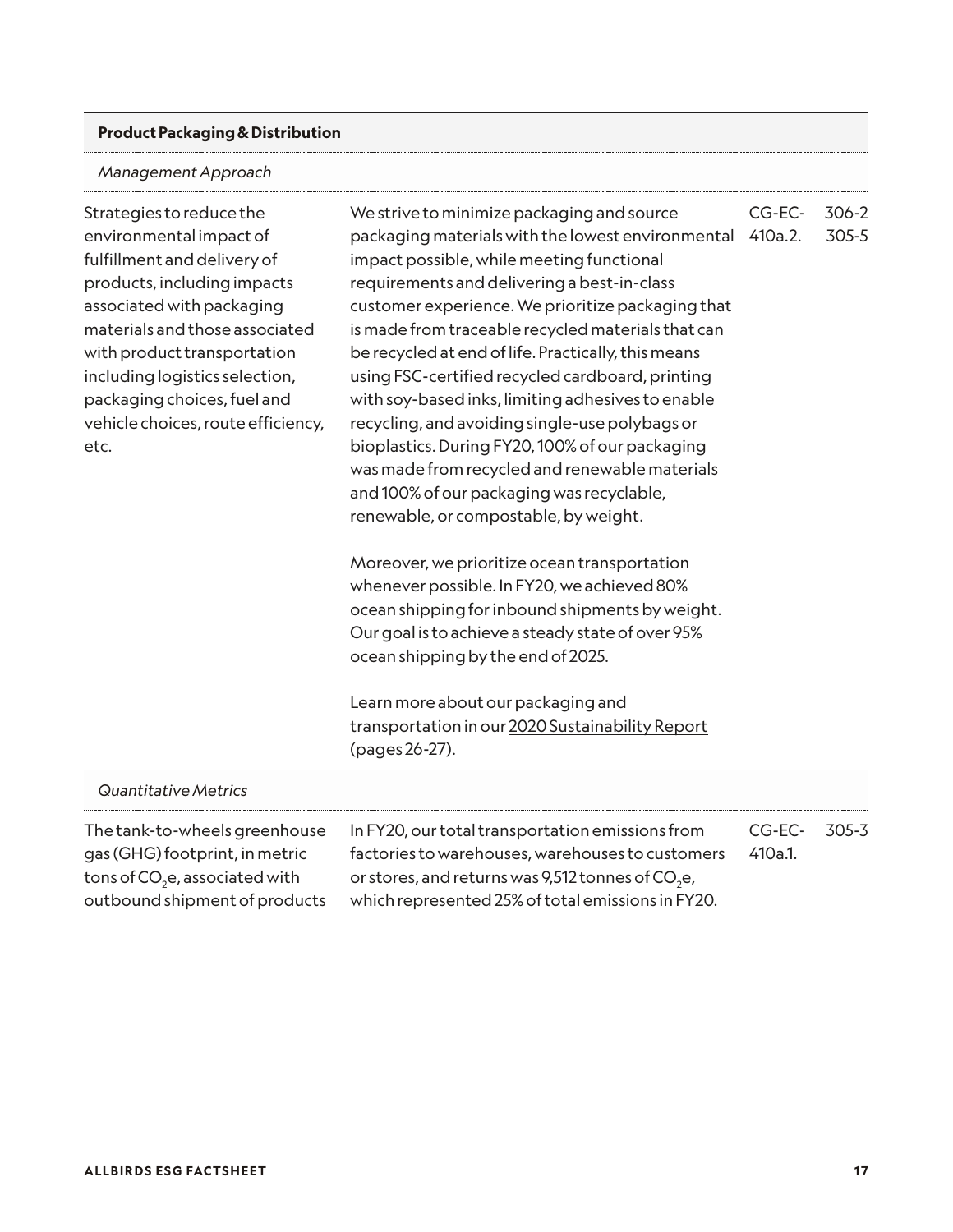| **Product Packaging & Distribution** | | | |
|---|---|---|---|
| *Management Approach* | | | |
| Strategies to reduce the environmental impact of fulfillment and delivery of products, including impacts associated with packaging materials and those associated with product transportation including logistics selection, packaging choices, fuel and vehicle choices, route efficiency, etc. | We strive to minimize packaging and source packaging materials with the lowest environmental impact possible, while meeting functional requirements and delivering a best-in-class customer experience. We prioritize packaging that is made from traceable recycled materials that can be recycled at end of life. Practically, this means using FSC-certified recycled cardboard, printing with soy-based inks, limiting adhesives to enable recycling, and avoiding single-use polybags or bioplastics. During FY20, 100% of our packaging was made from recycled and renewable materials and 100% of our packaging was recyclable, renewable, or compostable, by weight.<br><br>Moreover, we prioritize ocean transportation whenever possible. In FY20, we achieved 80% ocean shipping for inbound shipments by weight. Our goal is to achieve a steady state of over 95% ocean shipping by the end of 2025.<br><br>Learn more about our packaging and transportation in our 2020 Sustainability Report (pages 26-27). | CG-EC-410a.2. | 306-2<br>305-5 |
| *Quantitative Metrics* | | | |
| The tank-to-wheels greenhouse gas (GHG) footprint, in metric tons of $CO_2$e, associated with outbound shipment of products | In FY20, our total transportation emissions from factories to warehouses, warehouses to customers or stores, and returns was 9,512 tonnes of $CO_2$e, which represented 25% of total emissions in FY20. | CG-EC-410a.1. | 305-3 |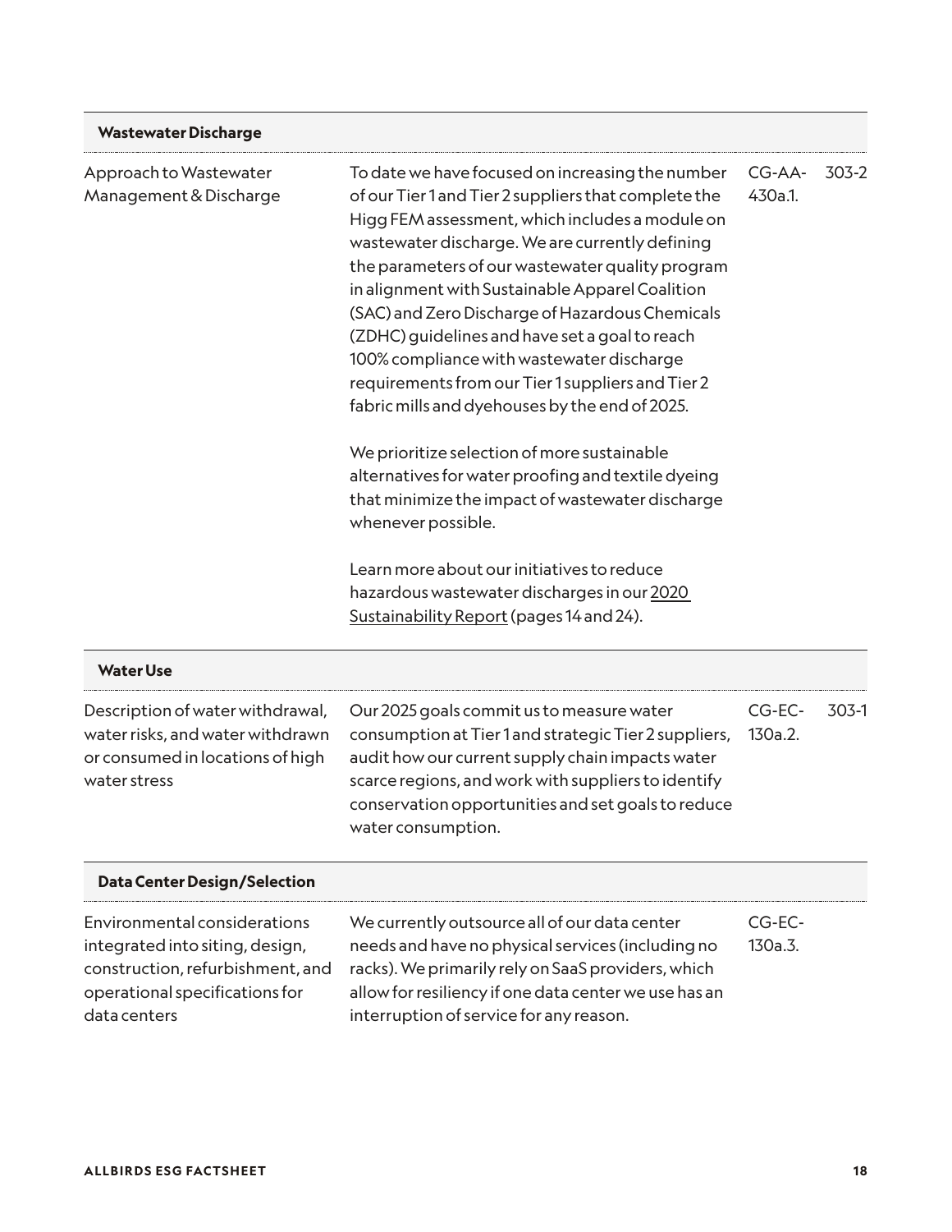| | | | |
|---|---|---|---|
| **Wastewater Discharge** | | | |
| Approach to Wastewater Management & Discharge | To date we have focused on increasing the number of our Tier 1 and Tier 2 suppliers that complete the Higg FEM assessment, which includes a module on wastewater discharge. We are currently defining the parameters of our wastewater quality program in alignment with Sustainable Apparel Coalition (SAC) and Zero Discharge of Hazardous Chemicals (ZDHC) guidelines and have set a goal to reach 100% compliance with wastewater discharge requirements from our Tier 1 suppliers and Tier 2 fabric mills and dyehouses by the end of 2025.<br><br>We prioritize selection of more sustainable alternatives for water proofing and textile dyeing that minimize the impact of wastewater discharge whenever possible.<br><br>Learn more about our initiatives to reduce hazardous wastewater discharges in our 2020 Sustainability Report (pages 14 and 24). | CG-AA-430a.1. | 303-2 |
| **Water Use** | | | |
| Description of water withdrawal, water risks, and water withdrawn or consumed in locations of high water stress | Our 2025 goals commit us to measure water consumption at Tier 1 and strategic Tier 2 suppliers, audit how our current supply chain impacts water scarce regions, and work with suppliers to identify conservation opportunities and set goals to reduce water consumption. | CG-EC-130a.2. | 303-1 |
| **Data Center Design/Selection** | | | |
| Environmental considerations integrated into siting, design, construction, refurbishment, and operational specifications for data centers | We currently outsource all of our data center needs and have no physical services (including no racks). We primarily rely on SaaS providers, which allow for resiliency if one data center we use has an interruption of service for any reason. | CG-EC-130a.3. | |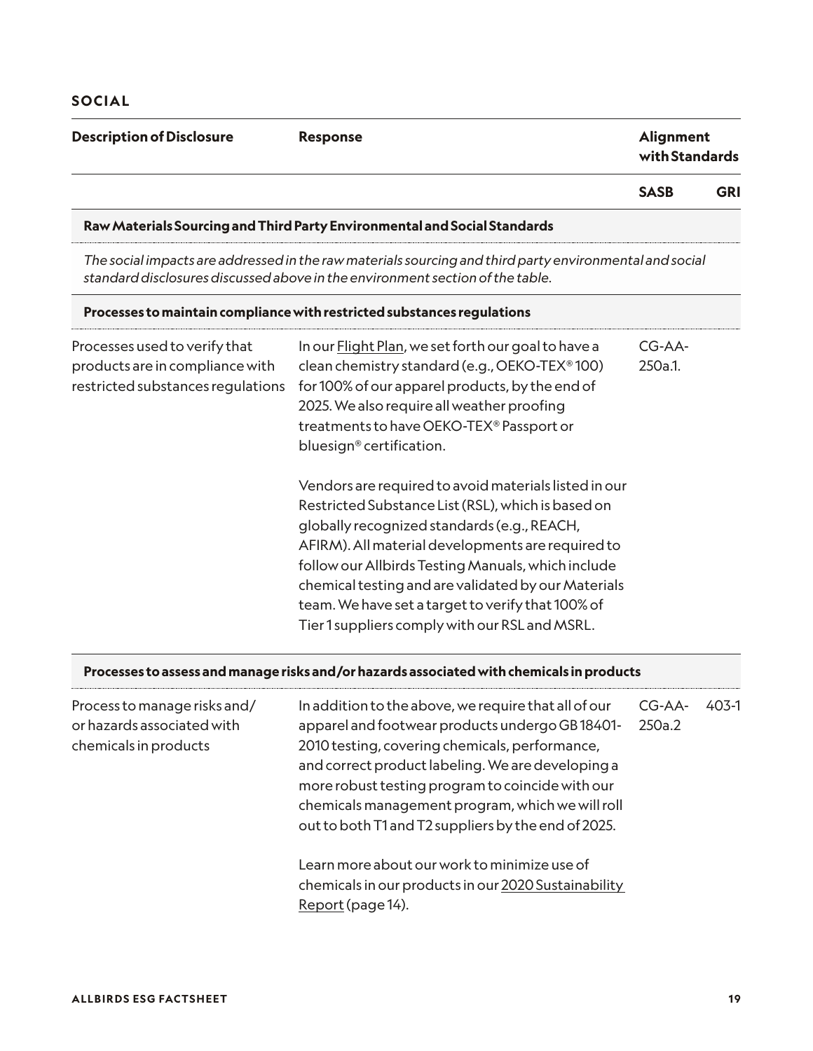## SOCIAL

| Description of Disclosure | Response | Alignment with Standards | |
|---|---|---|---|
| | | **SASB** | **GRI** |
| **Raw Materials Sourcing and Third Party Environmental and Social Standards** | | | |
| *The social impacts are addressed in the raw materials sourcing and third party environmental and social standard disclosures discussed above in the environment section of the table.* | | | |
| **Processes to maintain compliance with restricted substances regulations** | | | |
| Processes used to verify that products are in compliance with restricted substances regulations | In our Flight Plan, we set forth our goal to have a clean chemistry standard (e.g., OEKO-TEX® 100) for 100% of our apparel products, by the end of 2025. We also require all weather proofing treatments to have OEKO-TEX® Passport or bluesign® certification.<br><br>Vendors are required to avoid materials listed in our Restricted Substance List (RSL), which is based on globally recognized standards (e.g., REACH, AFIRM). All material developments are required to follow our Allbirds Testing Manuals, which include chemical testing and are validated by our Materials team. We have set a target to verify that 100% of Tier 1 suppliers comply with our RSL and MSRL. | CG-AA-250a.1. | |
| **Processes to assess and manage risks and/or hazards associated with chemicals in products** | | | |
| Process to manage risks and/or hazards associated with chemicals in products | In addition to the above, we require that all of our apparel and footwear products undergo GB 18401-2010 testing, covering chemicals, performance, and correct product labeling. We are developing a more robust testing program to coincide with our chemicals management program, which we will roll out to both T1 and T2 suppliers by the end of 2025.<br><br>Learn more about our work to minimize use of chemicals in our products in our 2020 Sustainability Report (page 14). | CG-AA-250a.2 | 403-1 |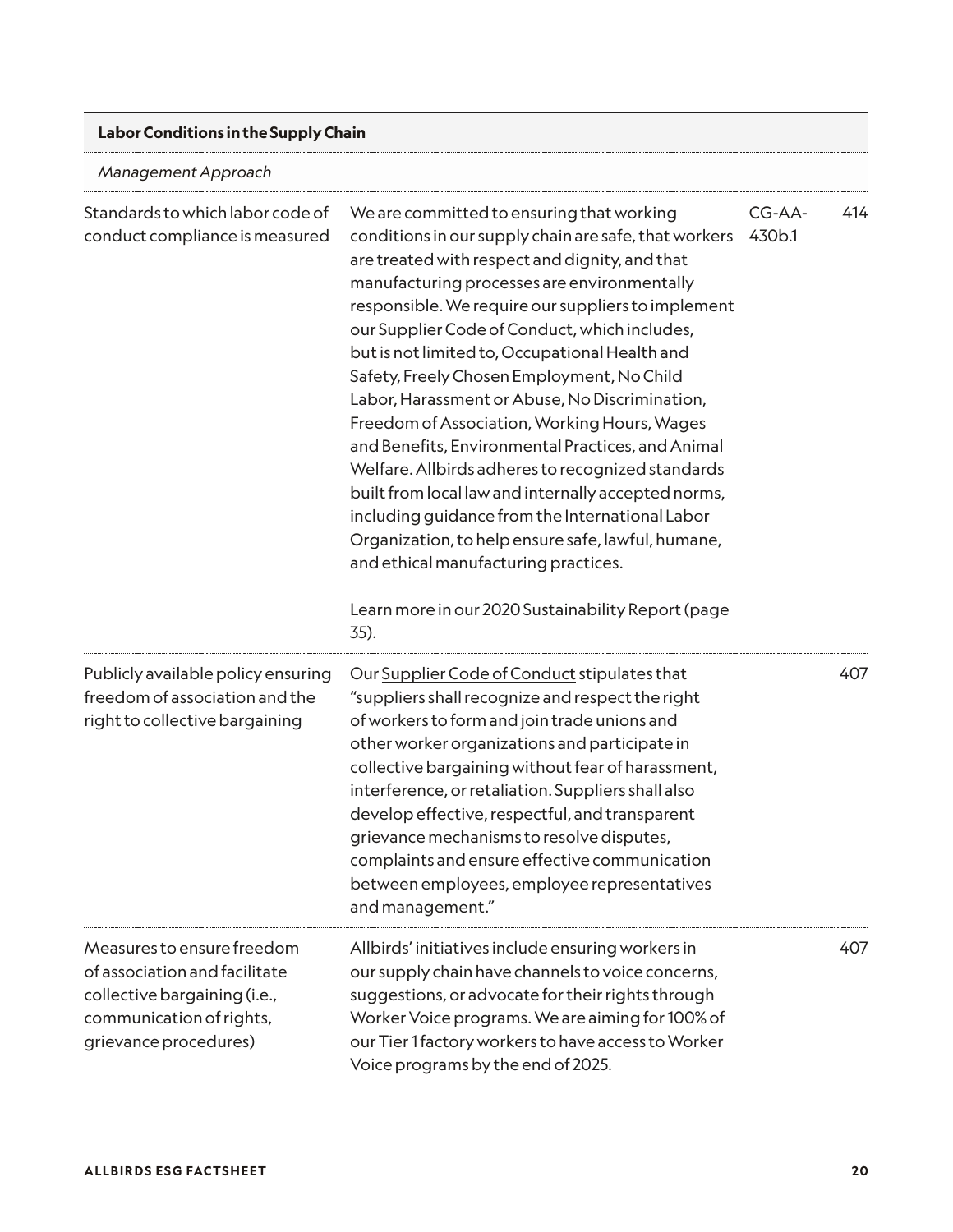| Labor Conditions in the Supply Chain | | | |
|---|---|---|---|
| *Management Approach* | | | |
| Standards to which labor code of conduct compliance is measured | We are committed to ensuring that working conditions in our supply chain are safe, that workers are treated with respect and dignity, and that manufacturing processes are environmentally responsible. We require our suppliers to implement our Supplier Code of Conduct, which includes, but is not limited to, Occupational Health and Safety, Freely Chosen Employment, No Child Labor, Harassment or Abuse, No Discrimination, Freedom of Association, Working Hours, Wages and Benefits, Environmental Practices, and Animal Welfare. Allbirds adheres to recognized standards built from local law and internally accepted norms, including guidance from the International Labor Organization, to help ensure safe, lawful, humane, and ethical manufacturing practices.<br><br>Learn more in our 2020 Sustainability Report (page 35). | CG-AA-430b.1 | 414 |
| Publicly available policy ensuring freedom of association and the right to collective bargaining | Our Supplier Code of Conduct stipulates that "suppliers shall recognize and respect the right of workers to form and join trade unions and other worker organizations and participate in collective bargaining without fear of harassment, interference, or retaliation. Suppliers shall also develop effective, respectful, and transparent grievance mechanisms to resolve disputes, complaints and ensure effective communication between employees, employee representatives and management." | | 407 |
| Measures to ensure freedom of association and facilitate collective bargaining (i.e., communication of rights, grievance procedures) | Allbirds' initiatives include ensuring workers in our supply chain have channels to voice concerns, suggestions, or advocate for their rights through Worker Voice programs. We are aiming for 100% of our Tier 1 factory workers to have access to Worker Voice programs by the end of 2025. | | 407 |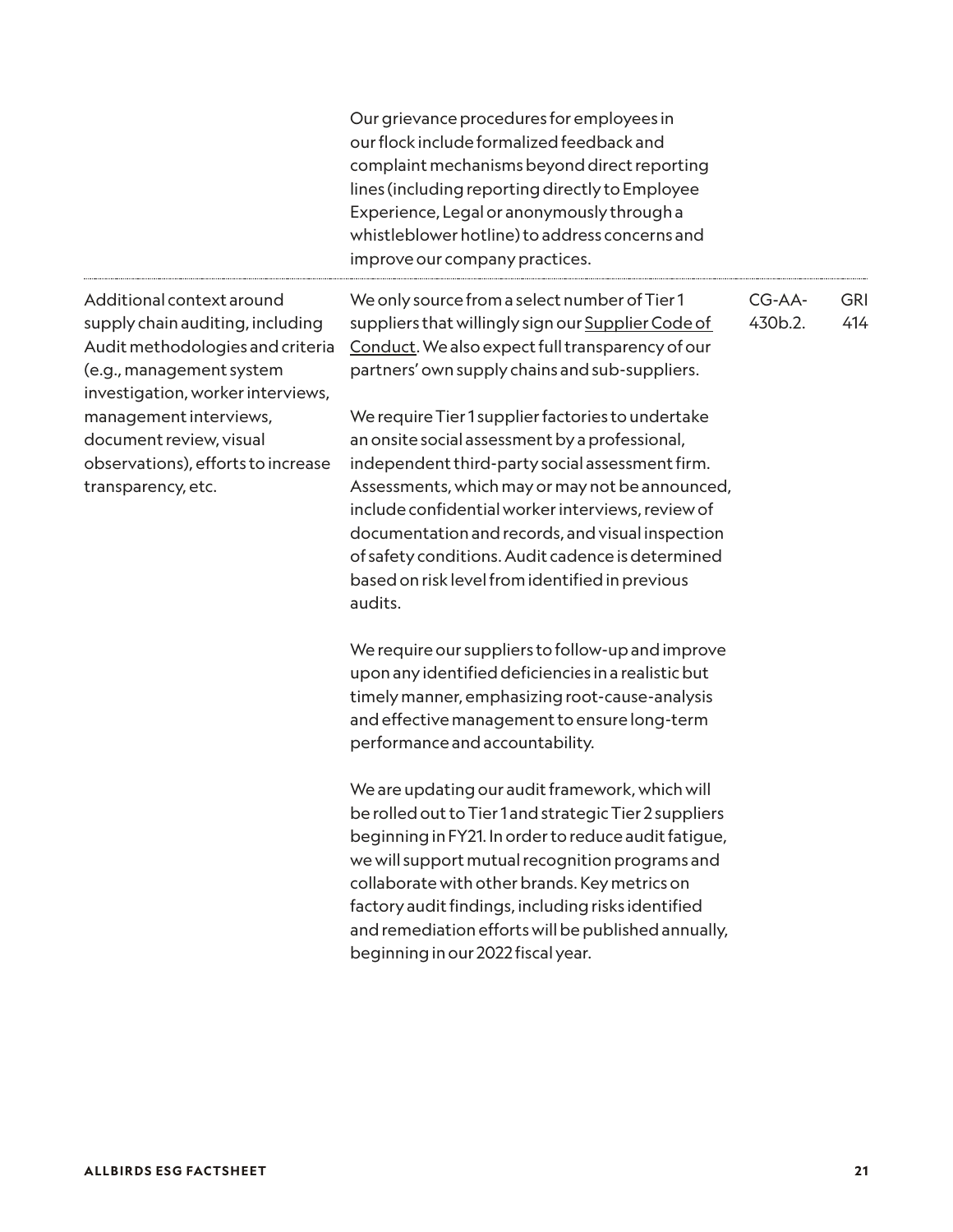| | | | |
|---|---|---|---|
| | Our grievance procedures for employees in our flock include formalized feedback and complaint mechanisms beyond direct reporting lines (including reporting directly to Employee Experience, Legal or anonymously through a whistleblower hotline) to address concerns and improve our company practices. | | |
| Additional context around supply chain auditing, including Audit methodologies and criteria (e.g., management system investigation, worker interviews, management interviews, document review, visual observations), efforts to increase transparency, etc. | We only source from a select number of Tier 1 suppliers that willingly sign our Supplier Code of Conduct. We also expect full transparency of our partners' own supply chains and sub-suppliers.<br><br>We require Tier 1 supplier factories to undertake an onsite social assessment by a professional, independent third-party social assessment firm. Assessments, which may or may not be announced, include confidential worker interviews, review of documentation and records, and visual inspection of safety conditions. Audit cadence is determined based on risk level from identified in previous audits.<br><br>We require our suppliers to follow-up and improve upon any identified deficiencies in a realistic but timely manner, emphasizing root-cause-analysis and effective management to ensure long-term performance and accountability.<br><br>We are updating our audit framework, which will be rolled out to Tier 1 and strategic Tier 2 suppliers beginning in FY21. In order to reduce audit fatigue, we will support mutual recognition programs and collaborate with other brands. Key metrics on factory audit findings, including risks identified and remediation efforts will be published annually, beginning in our 2022 fiscal year. | CG-AA-430b.2. | GRI 414 |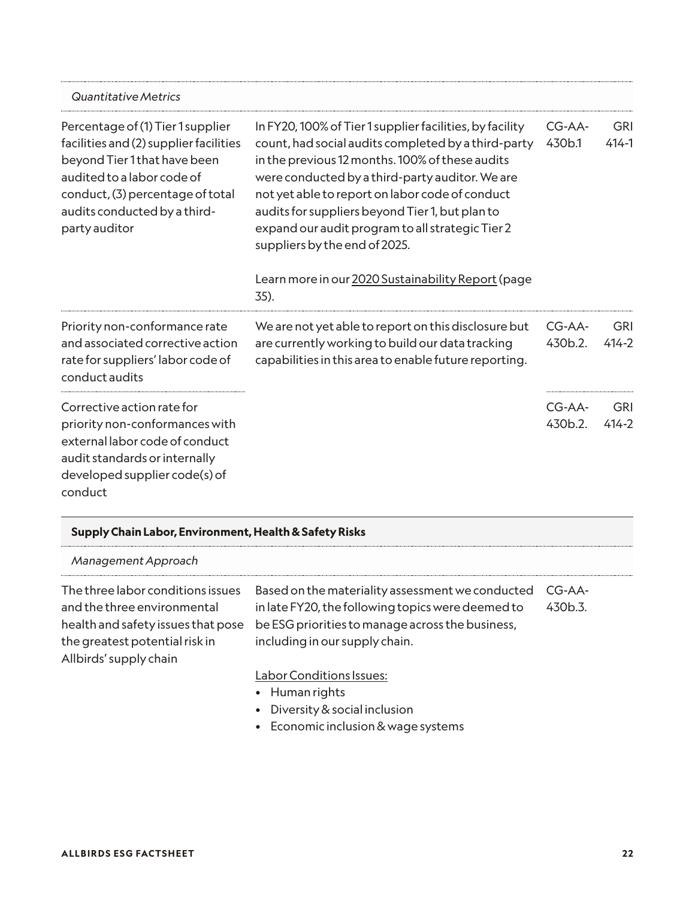| *Quantitative Metrics* | | | |
|---|---|---|---|
| Percentage of (1) Tier 1 supplier facilities and (2) supplier facilities beyond Tier 1 that have been audited to a labor code of conduct, (3) percentage of total audits conducted by a third-party auditor | In FY20, 100% of Tier 1 supplier facilities, by facility count, had social audits completed by a third-party in the previous 12 months. 100% of these audits were conducted by a third-party auditor. We are not yet able to report on labor code of conduct audits for suppliers beyond Tier 1, but plan to expand our audit program to all strategic Tier 2 suppliers by the end of 2025.<br><br>Learn more in our 2020 Sustainability Report (page 35). | CG-AA-430b.1 | GRI 414-1 |
| Priority non-conformance rate and associated corrective action rate for suppliers' labor code of conduct audits | We are not yet able to report on this disclosure but are currently working to build our data tracking capabilities in this area to enable future reporting. | CG-AA-430b.2. | GRI 414-2 |
| Corrective action rate for priority non-conformances with external labor code of conduct audit standards or internally developed supplier code(s) of conduct | | CG-AA-430b.2. | GRI 414-2 |

| **Supply Chain Labor, Environment, Health & Safety Risks** | | | |
|---|---|---|---|
| *Management Approach* | | | |
| The three labor conditions issues and the three environmental health and safety issues that pose the greatest potential risk in Allbirds' supply chain | Based on the materiality assessment we conducted in late FY20, the following topics were deemed to be ESG priorities to manage across the business, including in our supply chain.<br><br>Labor Conditions Issues:<br>• Human rights<br>• Diversity & social inclusion<br>• Economic inclusion & wage systems | CG-AA-430b.3. | |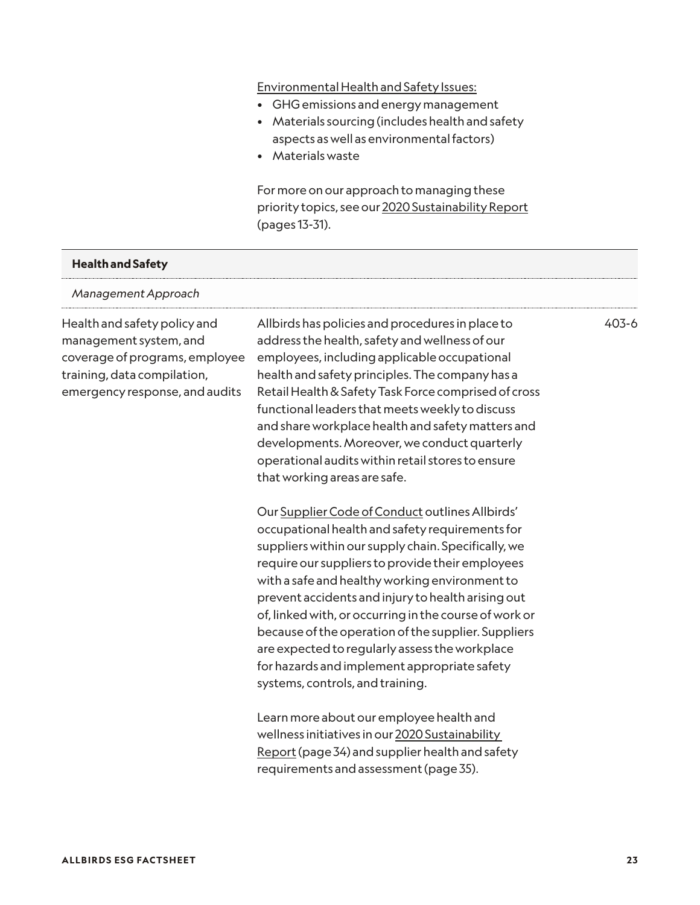| | | |
|---|---|---|
| | Environmental Health and Safety Issues:<br>• GHG emissions and energy management<br>• Materials sourcing (includes health and safety aspects as well as environmental factors)<br>• Materials waste<br><br>For more on our approach to managing these priority topics, see our 2020 Sustainability Report (pages 13-31). | |
| **Health and Safety** | | |
| *Management Approach* | | |
| Health and safety policy and management system, and coverage of programs, employee training, data compilation, emergency response, and audits | Allbirds has policies and procedures in place to address the health, safety and wellness of our employees, including applicable occupational health and safety principles. The company has a Retail Health & Safety Task Force comprised of cross functional leaders that meets weekly to discuss and share workplace health and safety matters and developments. Moreover, we conduct quarterly operational audits within retail stores to ensure that working areas are safe.<br><br>Our Supplier Code of Conduct outlines Allbirds' occupational health and safety requirements for suppliers within our supply chain. Specifically, we require our suppliers to provide their employees with a safe and healthy working environment to prevent accidents and injury to health arising out of, linked with, or occurring in the course of work or because of the operation of the supplier. Suppliers are expected to regularly assess the workplace for hazards and implement appropriate safety systems, controls, and training.<br><br>Learn more about our employee health and wellness initiatives in our 2020 Sustainability Report (page 34) and supplier health and safety requirements and assessment (page 35). | 403-6 |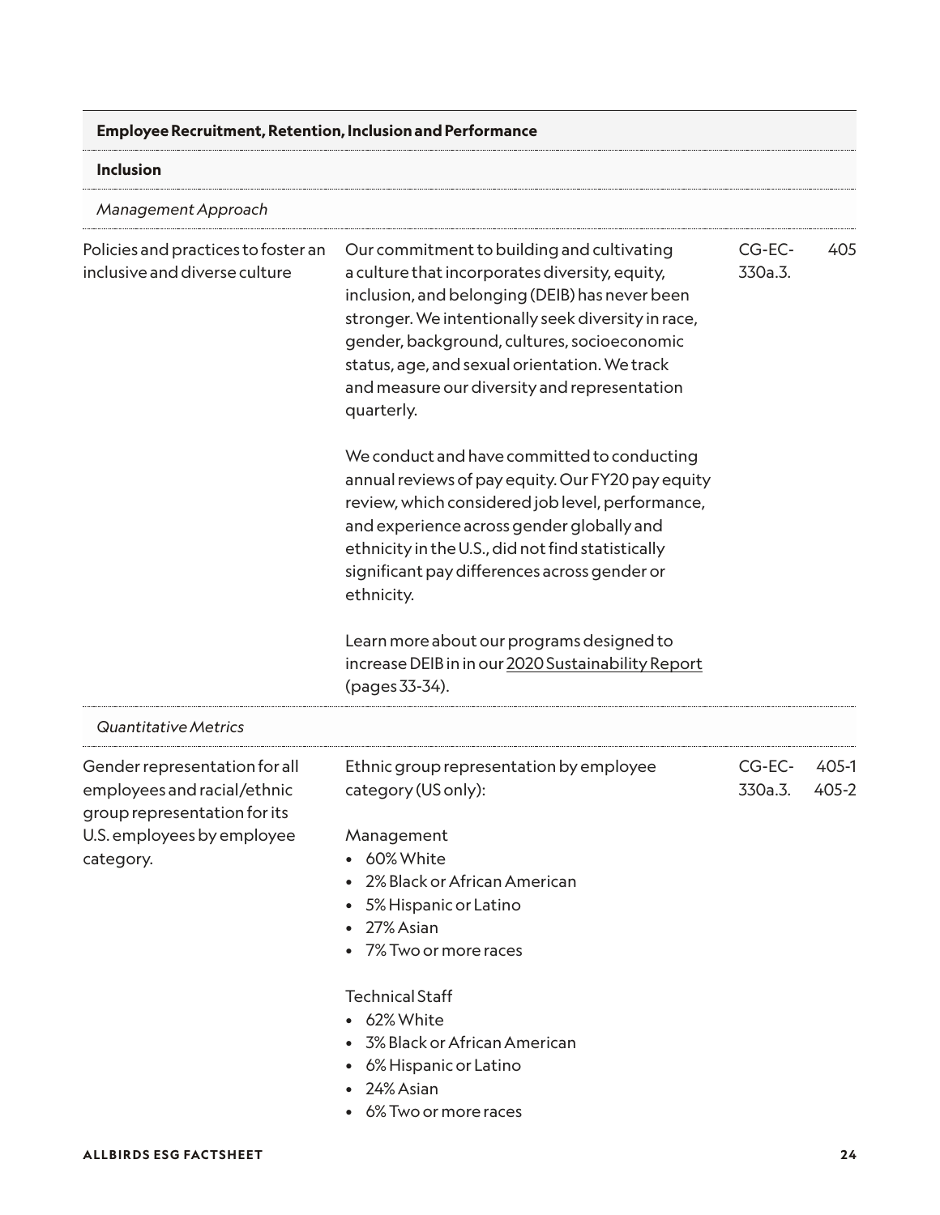| Employee Recruitment, Retention, Inclusion and Performance | | | |
|---|---|---|---|
| **Inclusion** | | | |
| *Management Approach* | | | |
| Policies and practices to foster an inclusive and diverse culture | Our commitment to building and cultivating a culture that incorporates diversity, equity, inclusion, and belonging (DEIB) has never been stronger. We intentionally seek diversity in race, gender, background, cultures, socioeconomic status, age, and sexual orientation. We track and measure our diversity and representation quarterly.<br><br>We conduct and have committed to conducting annual reviews of pay equity. Our FY20 pay equity review, which considered job level, performance, and experience across gender globally and ethnicity in the U.S., did not find statistically significant pay differences across gender or ethnicity.<br><br>Learn more about our programs designed to increase DEIB in in our 2020 Sustainability Report (pages 33-34). | CG-EC-330a.3. | 405 |
| *Quantitative Metrics* | | | |
| Gender representation for all employees and racial/ethnic group representation for its U.S. employees by employee category. | Ethnic group representation by employee category (US only):<br><br>Management<br>• 60% White<br>• 2% Black or African American<br>• 5% Hispanic or Latino<br>• 27% Asian<br>• 7% Two or more races<br><br>Technical Staff<br>• 62% White<br>• 3% Black or African American<br>• 6% Hispanic or Latino<br>• 24% Asian<br>• 6% Two or more races | CG-EC-330a.3. | 405-1<br>405-2 |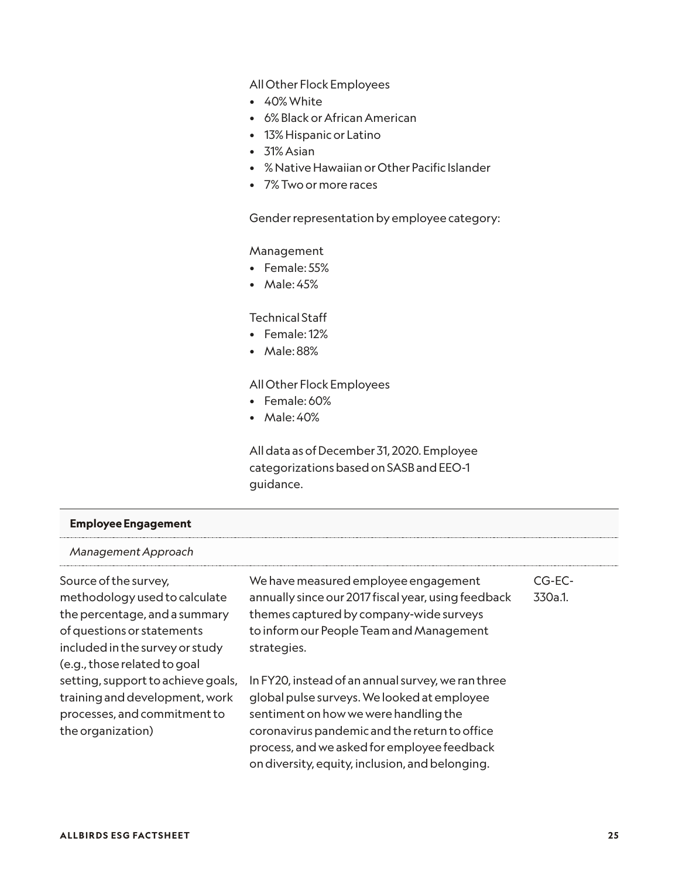All Other Flock Employees

- 40% White
- 6% Black or African American
- 13% Hispanic or Latino
- 31% Asian
- % Native Hawaiian or Other Pacific Islander
- 7% Two or more races

Gender representation by employee category:

Management

- Female: 55%
- Male: 45%

Technical Staff

- Female: 12%
- Male: 88%

All Other Flock Employees

- Female: 60%
- Male: 40%

All data as of December 31, 2020. Employee categorizations based on SASB and EEO-1 guidance.

| **Employee Engagement** | | |
|---|---|---|
| *Management Approach* | | |
| Source of the survey, methodology used to calculate the percentage, and a summary of questions or statements included in the survey or study (e.g., those related to goal setting, support to achieve goals, training and development, work processes, and commitment to the organization) | We have measured employee engagement annually since our 2017 fiscal year, using feedback themes captured by company-wide surveys to inform our People Team and Management strategies.<br><br>In FY20, instead of an annual survey, we ran three global pulse surveys. We looked at employee sentiment on how we were handling the coronavirus pandemic and the return to office process, and we asked for employee feedback on diversity, equity, inclusion, and belonging. | CG-EC-330a.1. |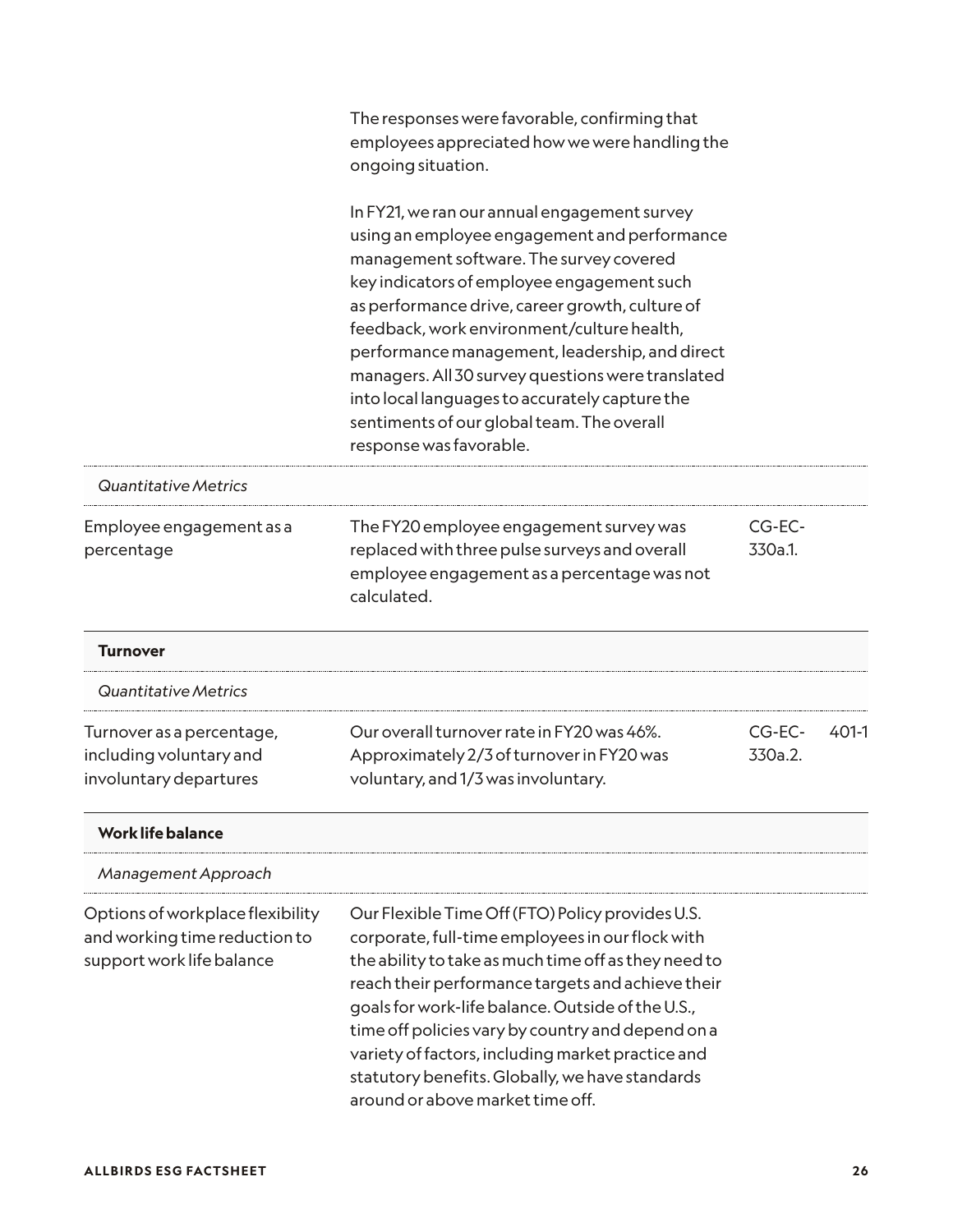| | | | |
|---|---|---|---|
| | The responses were favorable, confirming that employees appreciated how we were handling the ongoing situation.<br><br>In FY21, we ran our annual engagement survey using an employee engagement and performance management software. The survey covered key indicators of employee engagement such as performance drive, career growth, culture of feedback, work environment/culture health, performance management, leadership, and direct managers. All 30 survey questions were translated into local languages to accurately capture the sentiments of our global team. The overall response was favorable. | | |
| *Quantitative Metrics* | | | |
| Employee engagement as a percentage | The FY20 employee engagement survey was replaced with three pulse surveys and overall employee engagement as a percentage was not calculated. | CG-EC-330a.1. | |
| **Turnover** | | | |
| *Quantitative Metrics* | | | |
| Turnover as a percentage, including voluntary and involuntary departures | Our overall turnover rate in FY20 was 46%. Approximately 2/3 of turnover in FY20 was voluntary, and 1/3 was involuntary. | CG-EC-330a.2. | 401-1 |
| **Work life balance** | | | |
| *Management Approach* | | | |
| Options of workplace flexibility and working time reduction to support work life balance | Our Flexible Time Off (FTO) Policy provides U.S. corporate, full-time employees in our flock with the ability to take as much time off as they need to reach their performance targets and achieve their goals for work-life balance. Outside of the U.S., time off policies vary by country and depend on a variety of factors, including market practice and statutory benefits. Globally, we have standards around or above market time off. | | |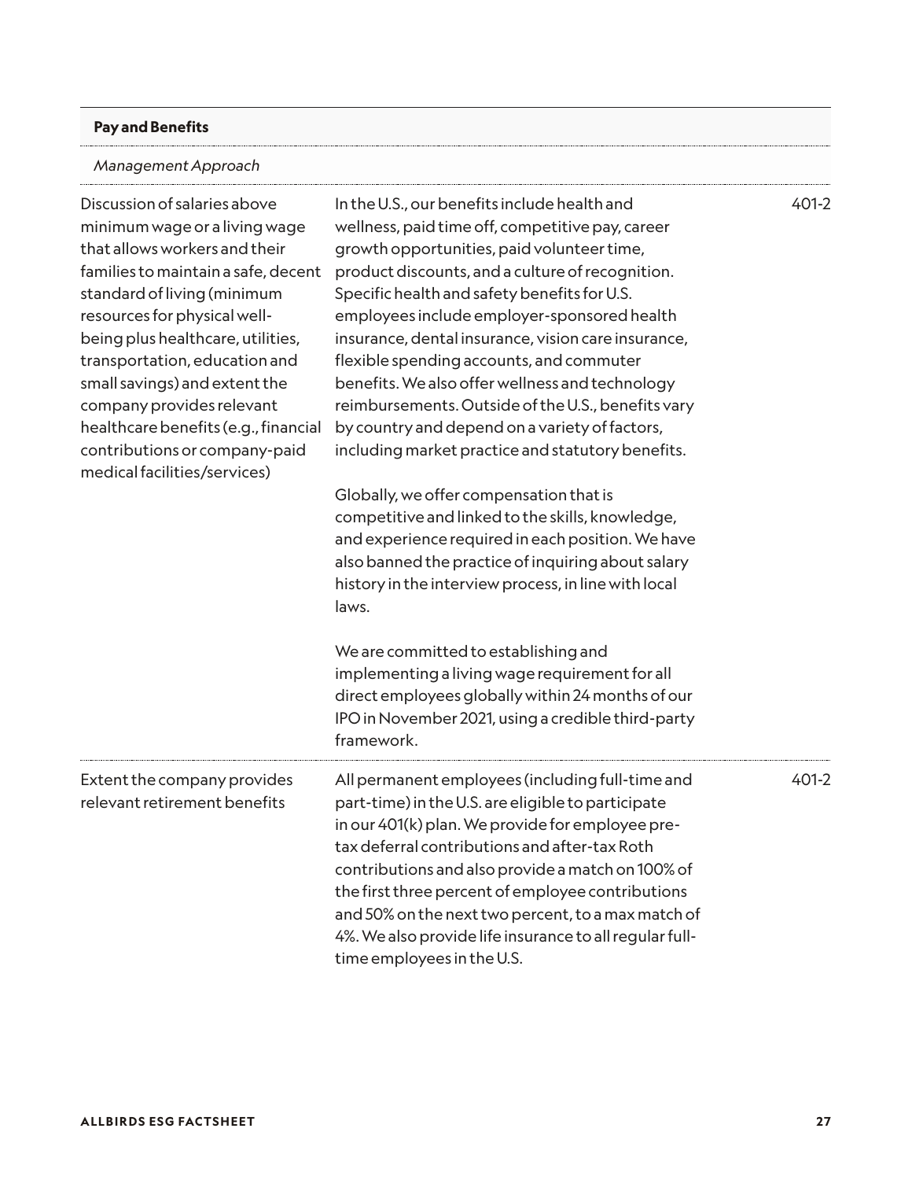| **Pay and Benefits** | | |
|---|---|---|
| *Management Approach* | | |
| Discussion of salaries above minimum wage or a living wage that allows workers and their families to maintain a safe, decent standard of living (minimum resources for physical well-being plus healthcare, utilities, transportation, education and small savings) and extent the company provides relevant healthcare benefits (e.g., financial contributions or company-paid medical facilities/services) | In the U.S., our benefits include health and wellness, paid time off, competitive pay, career growth opportunities, paid volunteer time, product discounts, and a culture of recognition. Specific health and safety benefits for U.S. employees include employer-sponsored health insurance, dental insurance, vision care insurance, flexible spending accounts, and commuter benefits. We also offer wellness and technology reimbursements. Outside of the U.S., benefits vary by country and depend on a variety of factors, including market practice and statutory benefits.<br><br>Globally, we offer compensation that is competitive and linked to the skills, knowledge, and experience required in each position. We have also banned the practice of inquiring about salary history in the interview process, in line with local laws.<br><br>We are committed to establishing and implementing a living wage requirement for all direct employees globally within 24 months of our IPO in November 2021, using a credible third-party framework. | 401-2 |
| Extent the company provides relevant retirement benefits | All permanent employees (including full-time and part-time) in the U.S. are eligible to participate in our 401(k) plan. We provide for employee pre-tax deferral contributions and after-tax Roth contributions and also provide a match on 100% of the first three percent of employee contributions and 50% on the next two percent, to a max match of 4%. We also provide life insurance to all regular full-time employees in the U.S. | 401-2 |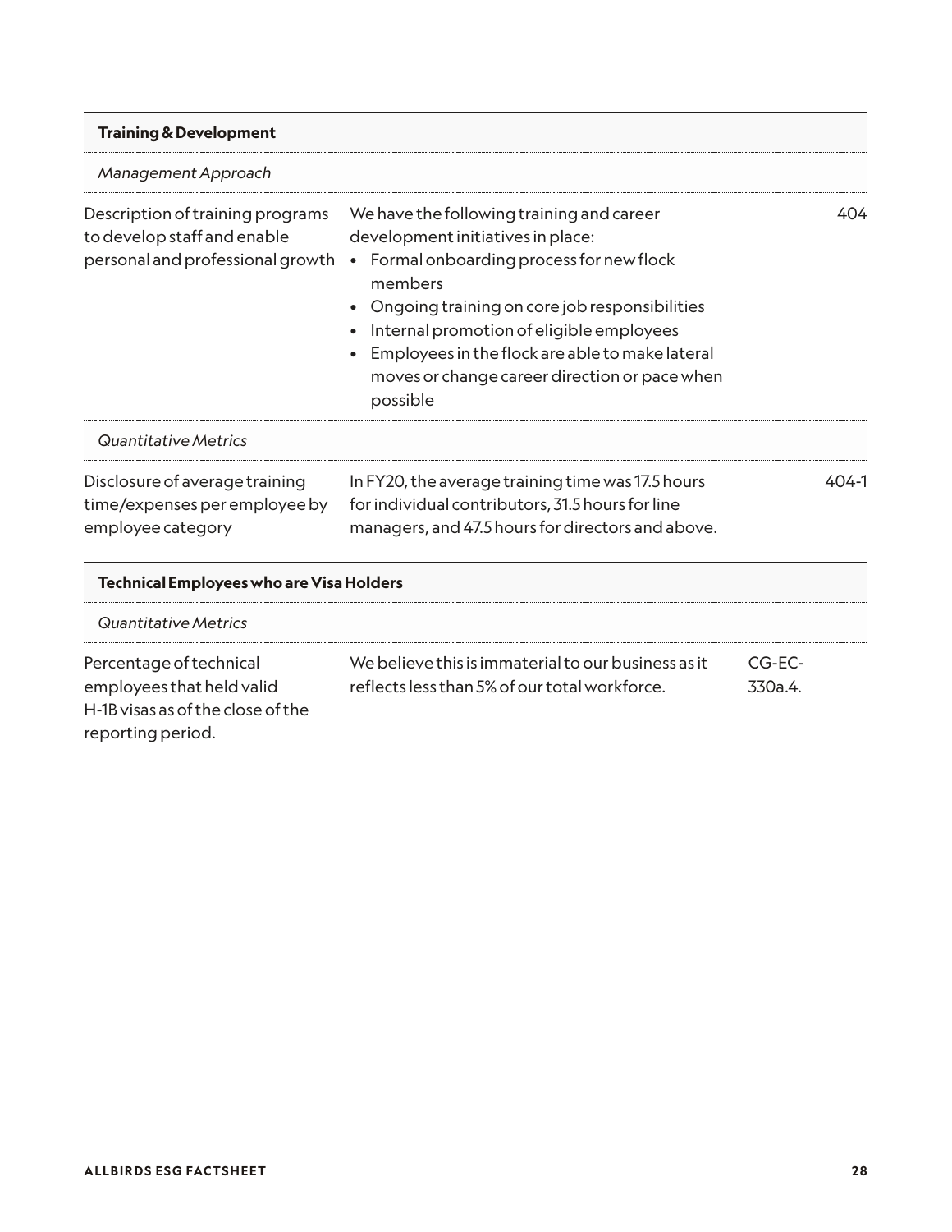| **Training & Development** | | |
|---|---|---|
| *Management Approach* | | |
| Description of training programs to develop staff and enable personal and professional growth | We have the following training and career development initiatives in place:<br>• Formal onboarding process for new flock members<br>• Ongoing training on core job responsibilities<br>• Internal promotion of eligible employees<br>• Employees in the flock are able to make lateral moves or change career direction or pace when possible | 404 |
| *Quantitative Metrics* | | |
| Disclosure of average training time/expenses per employee by employee category | In FY20, the average training time was 17.5 hours for individual contributors, 31.5 hours for line managers, and 47.5 hours for directors and above. | 404-1 |

| **Technical Employees who are Visa Holders** | | |
|---|---|---|
| *Quantitative Metrics* | | |
| Percentage of technical employees that held valid H-1B visas as of the close of the reporting period. | We believe this is immaterial to our business as it reflects less than 5% of our total workforce. | CG-EC-330a.4. |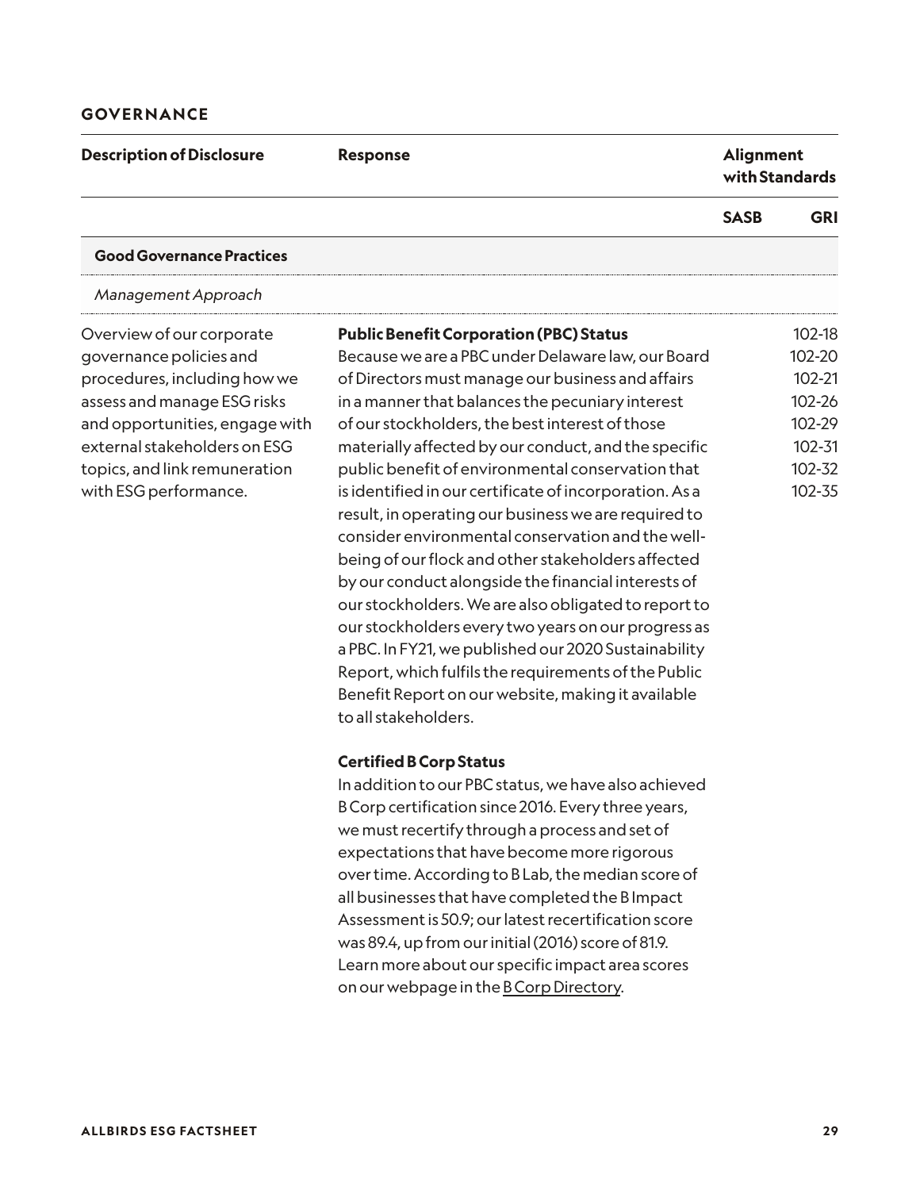## GOVERNANCE

| Description of Disclosure | Response | Alignment with Standards | |
|---|---|---|---|
| | | **SASB** | **GRI** |
| **Good Governance Practices** | | | |
| *Management Approach* | | | |
| Overview of our corporate governance policies and procedures, including how we assess and manage ESG risks and opportunities, engage with external stakeholders on ESG topics, and link remuneration with ESG performance. | **Public Benefit Corporation (PBC) Status**<br>Because we are a PBC under Delaware law, our Board of Directors must manage our business and affairs in a manner that balances the pecuniary interest of our stockholders, the best interest of those materially affected by our conduct, and the specific public benefit of environmental conservation that is identified in our certificate of incorporation. As a result, in operating our business we are required to consider environmental conservation and the well-being of our flock and other stakeholders affected by our conduct alongside the financial interests of our stockholders. We are also obligated to report to our stockholders every two years on our progress as a PBC. In FY21, we published our 2020 Sustainability Report, which fulfils the requirements of the Public Benefit Report on our website, making it available to all stakeholders.<br><br>**Certified B Corp Status**<br>In addition to our PBC status, we have also achieved B Corp certification since 2016. Every three years, we must recertify through a process and set of expectations that have become more rigorous over time. According to B Lab, the median score of all businesses that have completed the B Impact Assessment is 50.9; our latest recertification score was 89.4, up from our initial (2016) score of 81.9. Learn more about our specific impact area scores on our webpage in the B Corp Directory. | | 102-18<br>102-20<br>102-21<br>102-26<br>102-29<br>102-31<br>102-32<br>102-35 |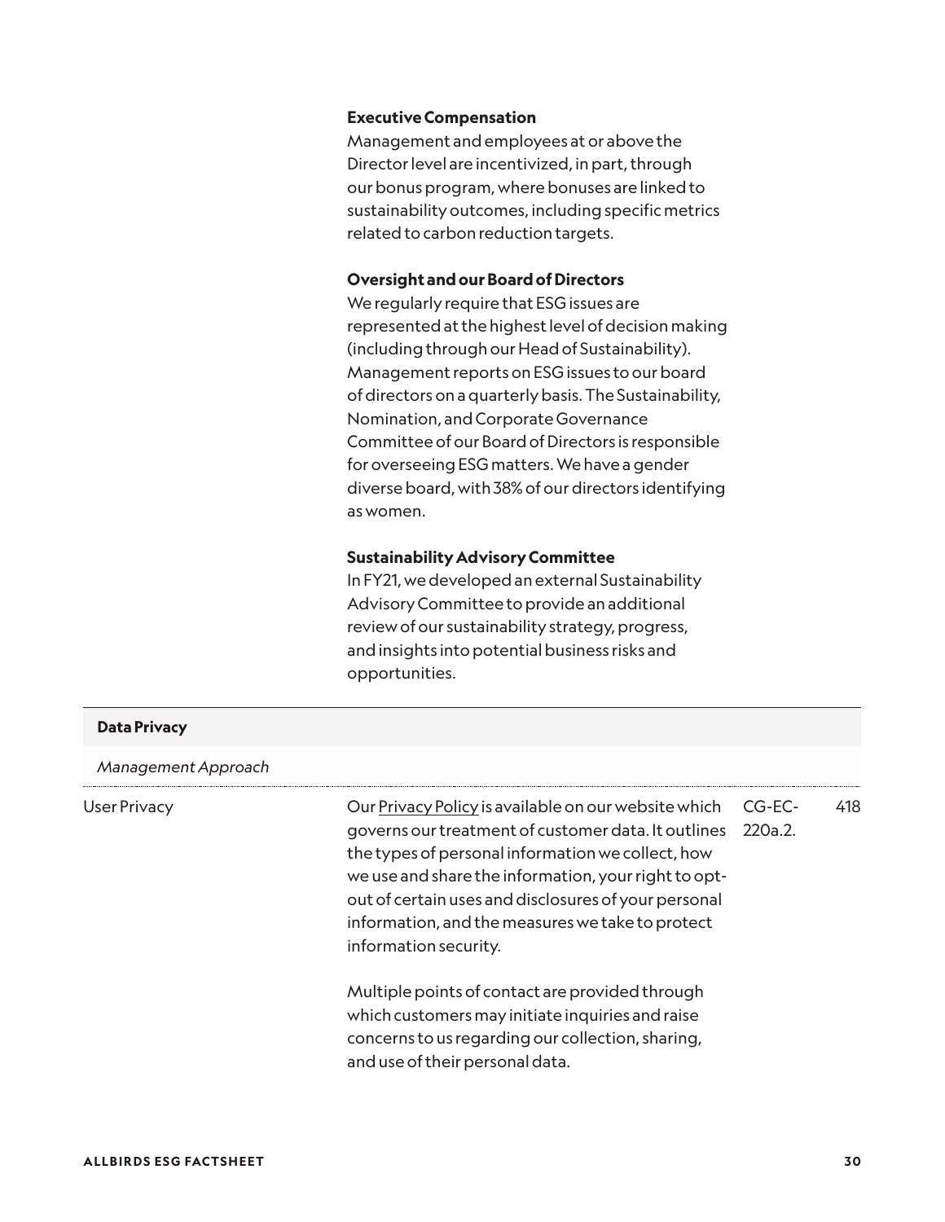**Executive Compensation**
Management and employees at or above the Director level are incentivized, in part, through our bonus program, where bonuses are linked to sustainability outcomes, including specific metrics related to carbon reduction targets.

**Oversight and our Board of Directors**
We regularly require that ESG issues are represented at the highest level of decision making (including through our Head of Sustainability). Management reports on ESG issues to our board of directors on a quarterly basis. The Sustainability, Nomination, and Corporate Governance Committee of our Board of Directors is responsible for overseeing ESG matters. We have a gender diverse board, with 38% of our directors identifying as women.

**Sustainability Advisory Committee**
In FY21, we developed an external Sustainability Advisory Committee to provide an additional review of our sustainability strategy, progress, and insights into potential business risks and opportunities.

| **Data Privacy** | | | |
|---|---|---|---|
| *Management Approach* | | | |
| User Privacy | Our Privacy Policy is available on our website which governs our treatment of customer data. It outlines the types of personal information we collect, how we use and share the information, your right to opt-out of certain uses and disclosures of your personal information, and the measures we take to protect information security.<br><br>Multiple points of contact are provided through which customers may initiate inquiries and raise concerns to us regarding our collection, sharing, and use of their personal data. | CG-EC-220a.2. | 418 |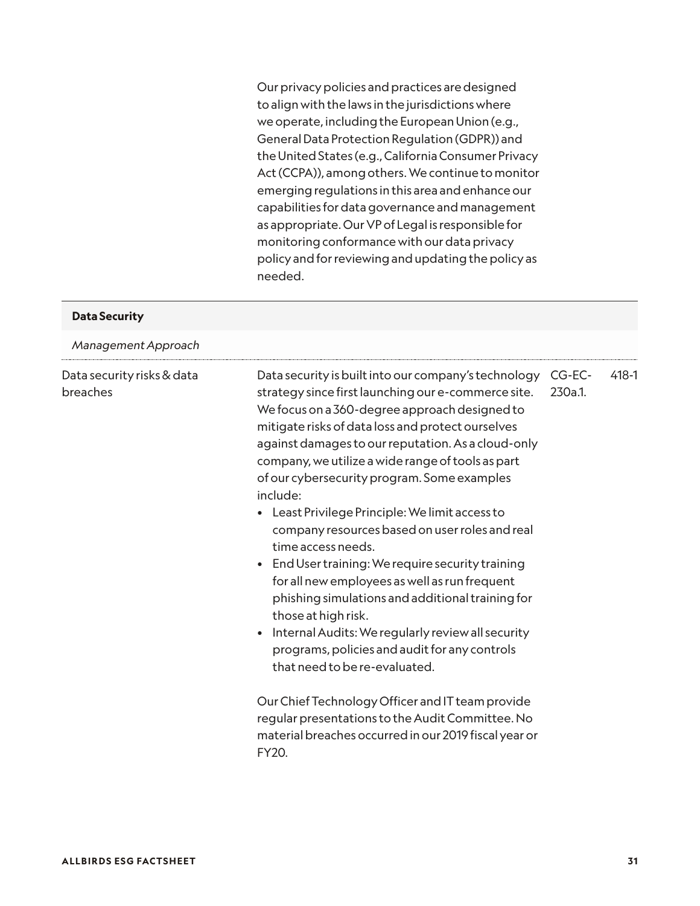Our privacy policies and practices are designed to align with the laws in the jurisdictions where we operate, including the European Union (e.g., General Data Protection Regulation (GDPR)) and the United States (e.g., California Consumer Privacy Act (CCPA)), among others. We continue to monitor emerging regulations in this area and enhance our capabilities for data governance and management as appropriate. Our VP of Legal is responsible for monitoring conformance with our data privacy policy and for reviewing and updating the policy as needed.

| **Data Security** | | | |
|---|---|---|---|
| *Management Approach* | | | |
| Data security risks & data breaches | Data security is built into our company's technology strategy since first launching our e-commerce site. We focus on a 360-degree approach designed to mitigate risks of data loss and protect ourselves against damages to our reputation. As a cloud-only company, we utilize a wide range of tools as part of our cybersecurity program. Some examples include:<br>• Least Privilege Principle: We limit access to company resources based on user roles and real time access needs.<br>• End User training: We require security training for all new employees as well as run frequent phishing simulations and additional training for those at high risk.<br>• Internal Audits: We regularly review all security programs, policies and audit for any controls that need to be re-evaluated.<br><br>Our Chief Technology Officer and IT team provide regular presentations to the Audit Committee. No material breaches occurred in our 2019 fiscal year or FY20. | CG-EC-230a.1. | 418-1 |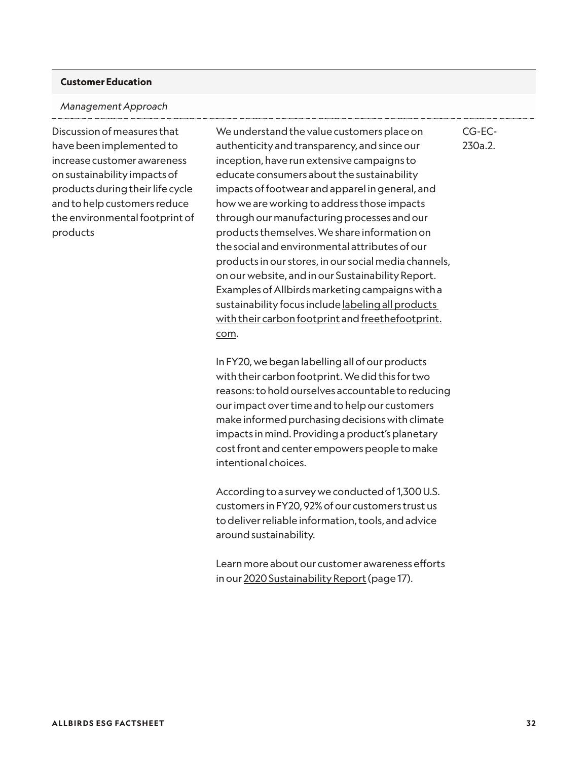| **Customer Education** | | |
|---|---|---|
| *Management Approach* | | |
| Discussion of measures that have been implemented to increase customer awareness on sustainability impacts of products during their life cycle and to help customers reduce the environmental footprint of products | We understand the value customers place on authenticity and transparency, and since our inception, have run extensive campaigns to educate consumers about the sustainability impacts of footwear and apparel in general, and how we are working to address those impacts through our manufacturing processes and our products themselves. We share information on the social and environmental attributes of our products in our stores, in our social media channels, on our website, and in our Sustainability Report. Examples of Allbirds marketing campaigns with a sustainability focus include labeling all products with their carbon footprint and freethefootprint.com.<br><br>In FY20, we began labelling all of our products with their carbon footprint. We did this for two reasons: to hold ourselves accountable to reducing our impact over time and to help our customers make informed purchasing decisions with climate impacts in mind. Providing a product's planetary cost front and center empowers people to make intentional choices.<br><br>According to a survey we conducted of 1,300 U.S. customers in FY20, 92% of our customers trust us to deliver reliable information, tools, and advice around sustainability.<br><br>Learn more about our customer awareness efforts in our 2020 Sustainability Report (page 17). | CG-EC-230a.2. |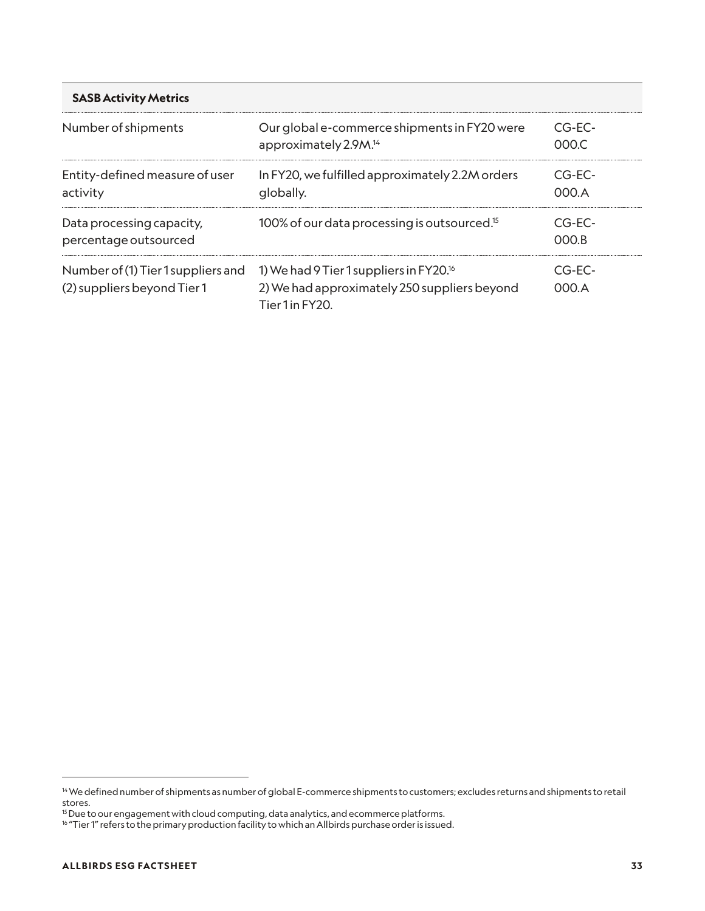| SASB Activity Metrics | | |
|---|---|---|
| Number of shipments | Our global e-commerce shipments in FY20 were approximately 2.9M.[14] | CG-EC-000.C |
| Entity-defined measure of user activity | In FY20, we fulfilled approximately 2.2M orders globally. | CG-EC-000.A |
| Data processing capacity, percentage outsourced | 100% of our data processing is outsourced.[15] | CG-EC-000.B |
| Number of (1) Tier 1 suppliers and (2) suppliers beyond Tier 1 | 1) We had 9 Tier 1 suppliers in FY20.[16] 2) We had approximately 250 suppliers beyond Tier 1 in FY20. | CG-EC-000.A |

[14] We defined number of shipments as number of global E-commerce shipments to customers; excludes returns and shipments to retail stores.
[15] Due to our engagement with cloud computing, data analytics, and ecommerce platforms.
[16] "Tier 1" refers to the primary production facility to which an Allbirds purchase order is issued.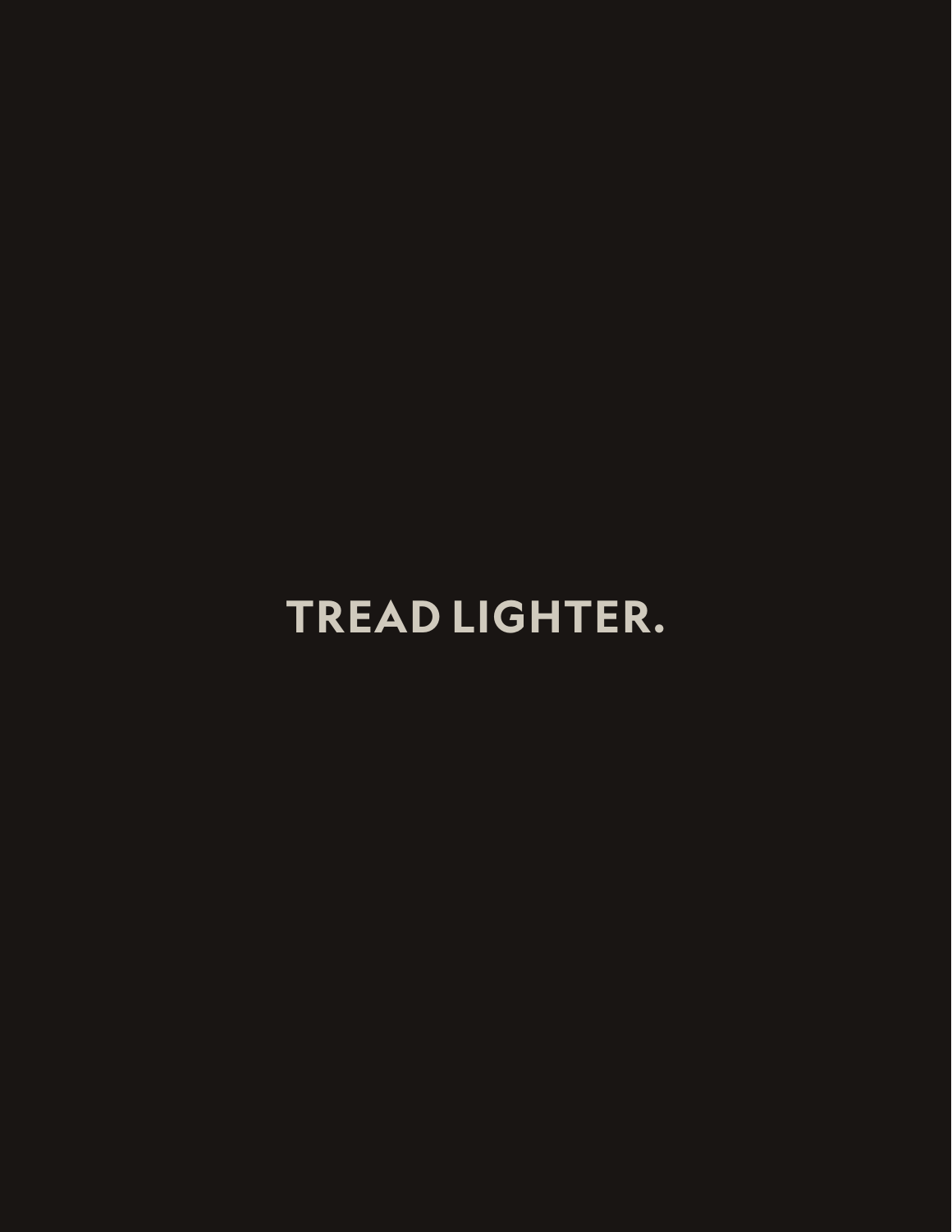**TREAD LIGHTER.**